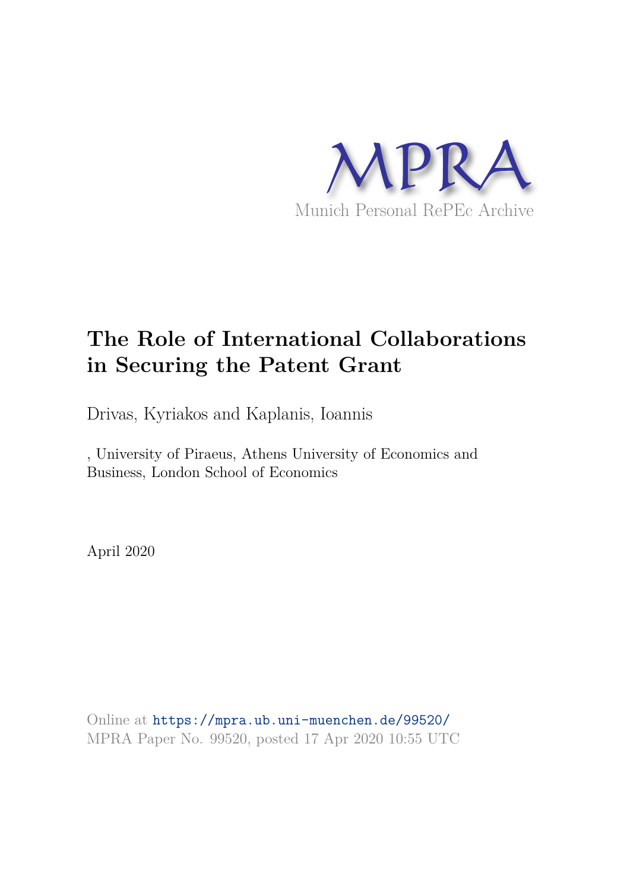MPRA

Munich Personal RePEc Archive

# The Role of International Collaborations in Securing the Patent Grant

Drivas, Kyriakos and Kaplanis, Ioannis

, University of Piraeus, Athens University of Economics and Business, London School of Economics

April 2020

Online at https://mpra.ub.uni-muenchen.de/99520/
MPRA Paper No. 99520, posted 17 Apr 2020 10:55 UTC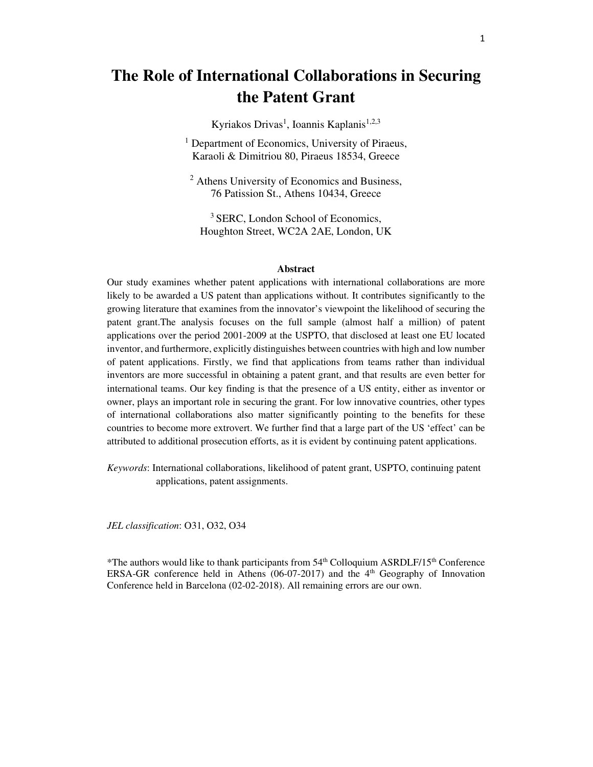# The Role of International Collaborations in Securing the Patent Grant

Kyriakos Drivas[1], Ioannis Kaplanis[1,2,3]

[1] Department of Economics, University of Piraeus, Karaoli & Dimitriou 80, Piraeus 18534, Greece

[2] Athens University of Economics and Business, 76 Patission St., Athens 10434, Greece

[3] SERC, London School of Economics, Houghton Street, WC2A 2AE, London, UK

**Abstract**

Our study examines whether patent applications with international collaborations are more likely to be awarded a US patent than applications without. It contributes significantly to the growing literature that examines from the innovator's viewpoint the likelihood of securing the patent grant.The analysis focuses on the full sample (almost half a million) of patent applications over the period 2001-2009 at the USPTO, that disclosed at least one EU located inventor, and furthermore, explicitly distinguishes between countries with high and low number of patent applications. Firstly, we find that applications from teams rather than individual inventors are more successful in obtaining a patent grant, and that results are even better for international teams. Our key finding is that the presence of a US entity, either as inventor or owner, plays an important role in securing the grant. For low innovative countries, other types of international collaborations also matter significantly pointing to the benefits for these countries to become more extrovert. We further find that a large part of the US 'effect' can be attributed to additional prosecution efforts, as it is evident by continuing patent applications.

*Keywords*: International collaborations, likelihood of patent grant, USPTO, continuing patent applications, patent assignments.

*JEL classification*: O31, O32, O34

*The authors would like to thank participants from 54th Colloquium ASRDLF/15th Conference ERSA-GR conference held in Athens (06-07-2017) and the 4th Geography of Innovation Conference held in Barcelona (02-02-2018). All remaining errors are our own.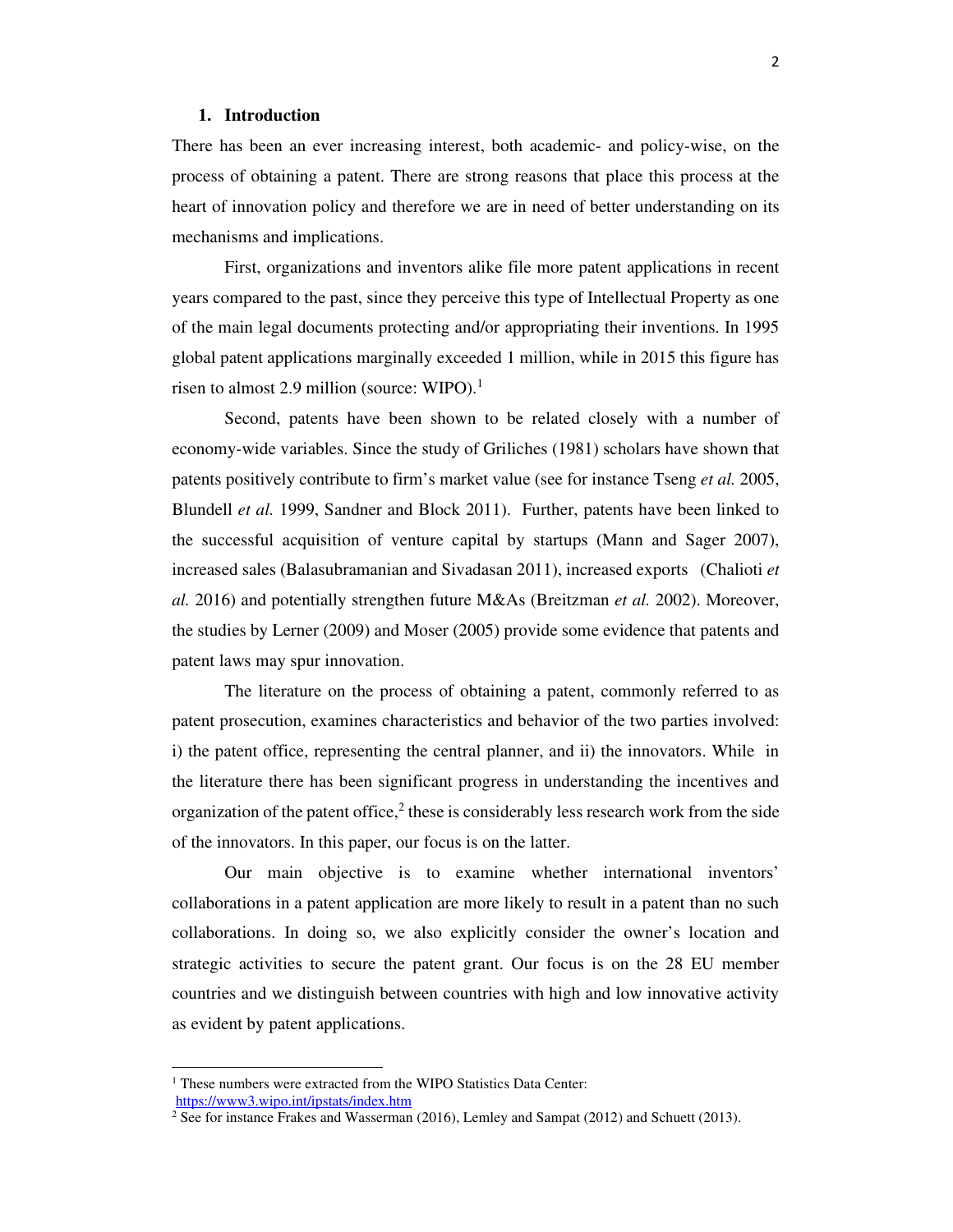## 1. Introduction

There has been an ever increasing interest, both academic- and policy-wise, on the process of obtaining a patent. There are strong reasons that place this process at the heart of innovation policy and therefore we are in need of better understanding on its mechanisms and implications.

First, organizations and inventors alike file more patent applications in recent years compared to the past, since they perceive this type of Intellectual Property as one of the main legal documents protecting and/or appropriating their inventions. In 1995 global patent applications marginally exceeded 1 million, while in 2015 this figure has risen to almost 2.9 million (source: WIPO).[1]

Second, patents have been shown to be related closely with a number of economy-wide variables. Since the study of Griliches (1981) scholars have shown that patents positively contribute to firm's market value (see for instance Tseng *et al.* 2005, Blundell *et al.* 1999, Sandner and Block 2011). Further, patents have been linked to the successful acquisition of venture capital by startups (Mann and Sager 2007), increased sales (Balasubramanian and Sivadasan 2011), increased exports (Chalioti *et al.* 2016) and potentially strengthen future M&As (Breitzman *et al.* 2002). Moreover, the studies by Lerner (2009) and Moser (2005) provide some evidence that patents and patent laws may spur innovation.

The literature on the process of obtaining a patent, commonly referred to as patent prosecution, examines characteristics and behavior of the two parties involved: i) the patent office, representing the central planner, and ii) the innovators. While in the literature there has been significant progress in understanding the incentives and organization of the patent office,[2] these is considerably less research work from the side of the innovators. In this paper, our focus is on the latter.

Our main objective is to examine whether international inventors' collaborations in a patent application are more likely to result in a patent than no such collaborations. In doing so, we also explicitly consider the owner's location and strategic activities to secure the patent grant. Our focus is on the 28 EU member countries and we distinguish between countries with high and low innovative activity as evident by patent applications.

---

[1] These numbers were extracted from the WIPO Statistics Data Center: https://www3.wipo.int/ipstats/index.htm

[2] See for instance Frakes and Wasserman (2016), Lemley and Sampat (2012) and Schuett (2013).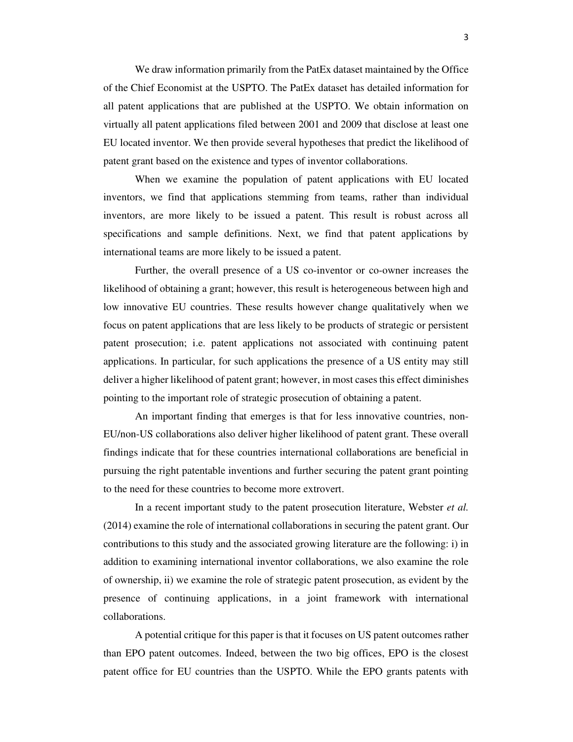We draw information primarily from the PatEx dataset maintained by the Office of the Chief Economist at the USPTO. The PatEx dataset has detailed information for all patent applications that are published at the USPTO. We obtain information on virtually all patent applications filed between 2001 and 2009 that disclose at least one EU located inventor. We then provide several hypotheses that predict the likelihood of patent grant based on the existence and types of inventor collaborations.

When we examine the population of patent applications with EU located inventors, we find that applications stemming from teams, rather than individual inventors, are more likely to be issued a patent. This result is robust across all specifications and sample definitions. Next, we find that patent applications by international teams are more likely to be issued a patent.

Further, the overall presence of a US co-inventor or co-owner increases the likelihood of obtaining a grant; however, this result is heterogeneous between high and low innovative EU countries. These results however change qualitatively when we focus on patent applications that are less likely to be products of strategic or persistent patent prosecution; i.e. patent applications not associated with continuing patent applications. In particular, for such applications the presence of a US entity may still deliver a higher likelihood of patent grant; however, in most cases this effect diminishes pointing to the important role of strategic prosecution of obtaining a patent.

An important finding that emerges is that for less innovative countries, non-EU/non-US collaborations also deliver higher likelihood of patent grant. These overall findings indicate that for these countries international collaborations are beneficial in pursuing the right patentable inventions and further securing the patent grant pointing to the need for these countries to become more extrovert.

In a recent important study to the patent prosecution literature, Webster *et al.* (2014) examine the role of international collaborations in securing the patent grant. Our contributions to this study and the associated growing literature are the following: i) in addition to examining international inventor collaborations, we also examine the role of ownership, ii) we examine the role of strategic patent prosecution, as evident by the presence of continuing applications, in a joint framework with international collaborations.

A potential critique for this paper is that it focuses on US patent outcomes rather than EPO patent outcomes. Indeed, between the two big offices, EPO is the closest patent office for EU countries than the USPTO. While the EPO grants patents with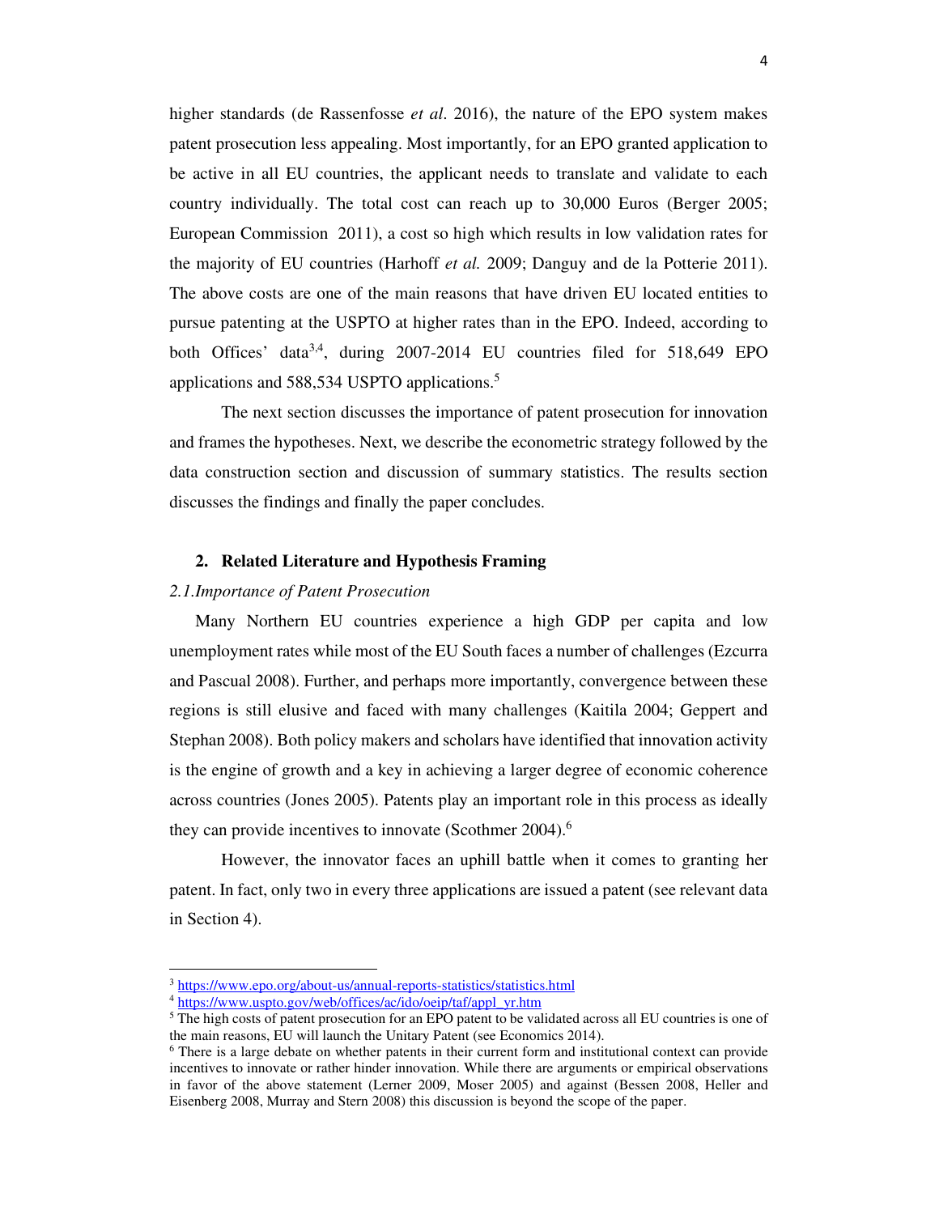higher standards (de Rassenfosse *et al*. 2016), the nature of the EPO system makes patent prosecution less appealing. Most importantly, for an EPO granted application to be active in all EU countries, the applicant needs to translate and validate to each country individually. The total cost can reach up to 30,000 Euros (Berger 2005; European Commission 2011), a cost so high which results in low validation rates for the majority of EU countries (Harhoff *et al.* 2009; Danguy and de la Potterie 2011). The above costs are one of the main reasons that have driven EU located entities to pursue patenting at the USPTO at higher rates than in the EPO. Indeed, according to both Offices' data[3,4], during 2007-2014 EU countries filed for 518,649 EPO applications and 588,534 USPTO applications.[5]

The next section discusses the importance of patent prosecution for innovation and frames the hypotheses. Next, we describe the econometric strategy followed by the data construction section and discussion of summary statistics. The results section discusses the findings and finally the paper concludes.

## 2. Related Literature and Hypothesis Framing

### *2.1. Importance of Patent Prosecution*

Many Northern EU countries experience a high GDP per capita and low unemployment rates while most of the EU South faces a number of challenges (Ezcurra and Pascual 2008). Further, and perhaps more importantly, convergence between these regions is still elusive and faced with many challenges (Kaitila 2004; Geppert and Stephan 2008). Both policy makers and scholars have identified that innovation activity is the engine of growth and a key in achieving a larger degree of economic coherence across countries (Jones 2005). Patents play an important role in this process as ideally they can provide incentives to innovate (Scothmer 2004).[6]

However, the innovator faces an uphill battle when it comes to granting her patent. In fact, only two in every three applications are issued a patent (see relevant data in Section 4).

---

[3] https://www.epo.org/about-us/annual-reports-statistics/statistics.html

[4] https://www.uspto.gov/web/offices/ac/ido/oeip/taf/appl_yr.htm

[5] The high costs of patent prosecution for an EPO patent to be validated across all EU countries is one of the main reasons, EU will launch the Unitary Patent (see Economics 2014).

[6] There is a large debate on whether patents in their current form and institutional context can provide incentives to innovate or rather hinder innovation. While there are arguments or empirical observations in favor of the above statement (Lerner 2009, Moser 2005) and against (Bessen 2008, Heller and Eisenberg 2008, Murray and Stern 2008) this discussion is beyond the scope of the paper.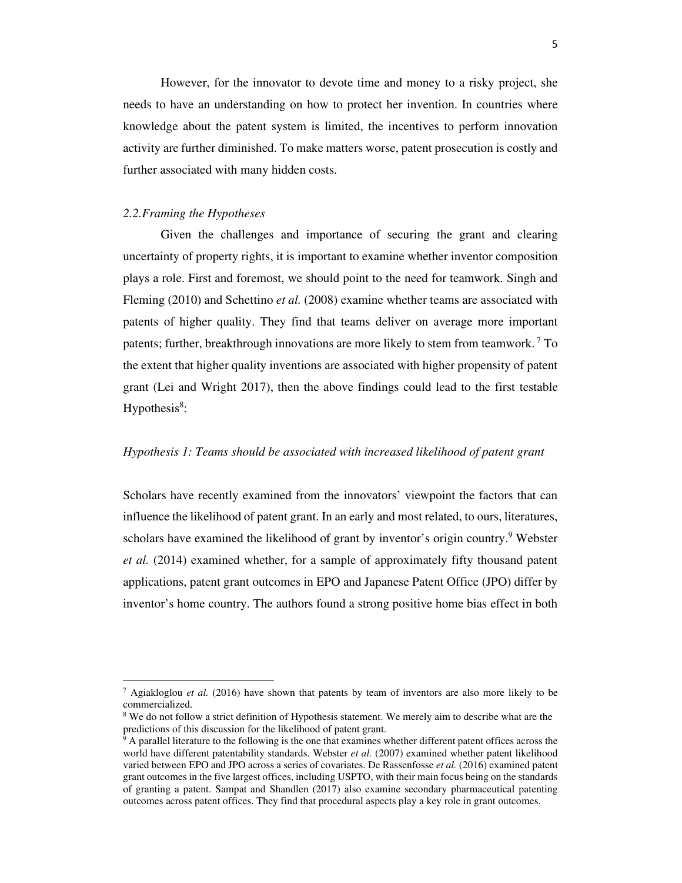However, for the innovator to devote time and money to a risky project, she needs to have an understanding on how to protect her invention. In countries where knowledge about the patent system is limited, the incentives to perform innovation activity are further diminished. To make matters worse, patent prosecution is costly and further associated with many hidden costs.

### *2.2.Framing the Hypotheses*

Given the challenges and importance of securing the grant and clearing uncertainty of property rights, it is important to examine whether inventor composition plays a role. First and foremost, we should point to the need for teamwork. Singh and Fleming (2010) and Schettino *et al.* (2008) examine whether teams are associated with patents of higher quality. They find that teams deliver on average more important patents; further, breakthrough innovations are more likely to stem from teamwork.[7] To the extent that higher quality inventions are associated with higher propensity of patent grant (Lei and Wright 2017), then the above findings could lead to the first testable Hypothesis[8]:

*Hypothesis 1: Teams should be associated with increased likelihood of patent grant*

Scholars have recently examined from the innovators' viewpoint the factors that can influence the likelihood of patent grant. In an early and most related, to ours, literatures, scholars have examined the likelihood of grant by inventor's origin country.[9] Webster *et al.* (2014) examined whether, for a sample of approximately fifty thousand patent applications, patent grant outcomes in EPO and Japanese Patent Office (JPO) differ by inventor's home country. The authors found a strong positive home bias effect in both

---

[7] Agiakloglou *et al.* (2016) have shown that patents by team of inventors are also more likely to be commercialized.

[8] We do not follow a strict definition of Hypothesis statement. We merely aim to describe what are the predictions of this discussion for the likelihood of patent grant.

[9] A parallel literature to the following is the one that examines whether different patent offices across the world have different patentability standards. Webster *et al.* (2007) examined whether patent likelihood varied between EPO and JPO across a series of covariates. De Rassenfosse *et al.* (2016) examined patent grant outcomes in the five largest offices, including USPTO, with their main focus being on the standards of granting a patent. Sampat and Shandlen (2017) also examine secondary pharmaceutical patenting outcomes across patent offices. They find that procedural aspects play a key role in grant outcomes.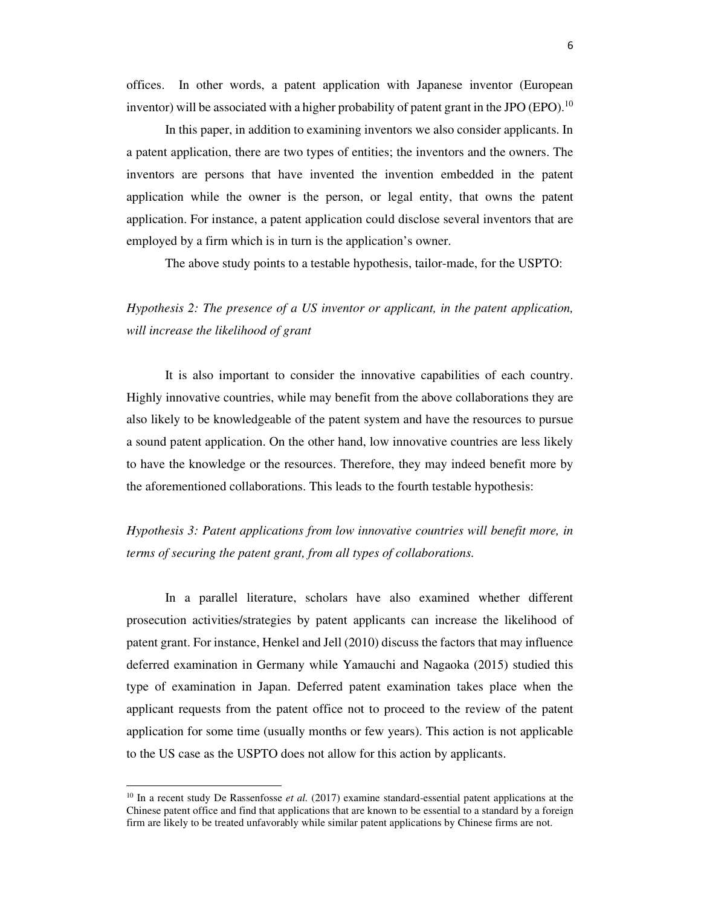offices. In other words, a patent application with Japanese inventor (European inventor) will be associated with a higher probability of patent grant in the JPO (EPO).[10]

In this paper, in addition to examining inventors we also consider applicants. In a patent application, there are two types of entities; the inventors and the owners. The inventors are persons that have invented the invention embedded in the patent application while the owner is the person, or legal entity, that owns the patent application. For instance, a patent application could disclose several inventors that are employed by a firm which is in turn is the application's owner.

The above study points to a testable hypothesis, tailor-made, for the USPTO:

*Hypothesis 2: The presence of a US inventor or applicant, in the patent application, will increase the likelihood of grant*

It is also important to consider the innovative capabilities of each country. Highly innovative countries, while may benefit from the above collaborations they are also likely to be knowledgeable of the patent system and have the resources to pursue a sound patent application. On the other hand, low innovative countries are less likely to have the knowledge or the resources. Therefore, they may indeed benefit more by the aforementioned collaborations. This leads to the fourth testable hypothesis:

*Hypothesis 3: Patent applications from low innovative countries will benefit more, in terms of securing the patent grant, from all types of collaborations.*

In a parallel literature, scholars have also examined whether different prosecution activities/strategies by patent applicants can increase the likelihood of patent grant. For instance, Henkel and Jell (2010) discuss the factors that may influence deferred examination in Germany while Yamauchi and Nagaoka (2015) studied this type of examination in Japan. Deferred patent examination takes place when the applicant requests from the patent office not to proceed to the review of the patent application for some time (usually months or few years). This action is not applicable to the US case as the USPTO does not allow for this action by applicants.

[10] In a recent study De Rassenfosse *et al.* (2017) examine standard-essential patent applications at the Chinese patent office and find that applications that are known to be essential to a standard by a foreign firm are likely to be treated unfavorably while similar patent applications by Chinese firms are not.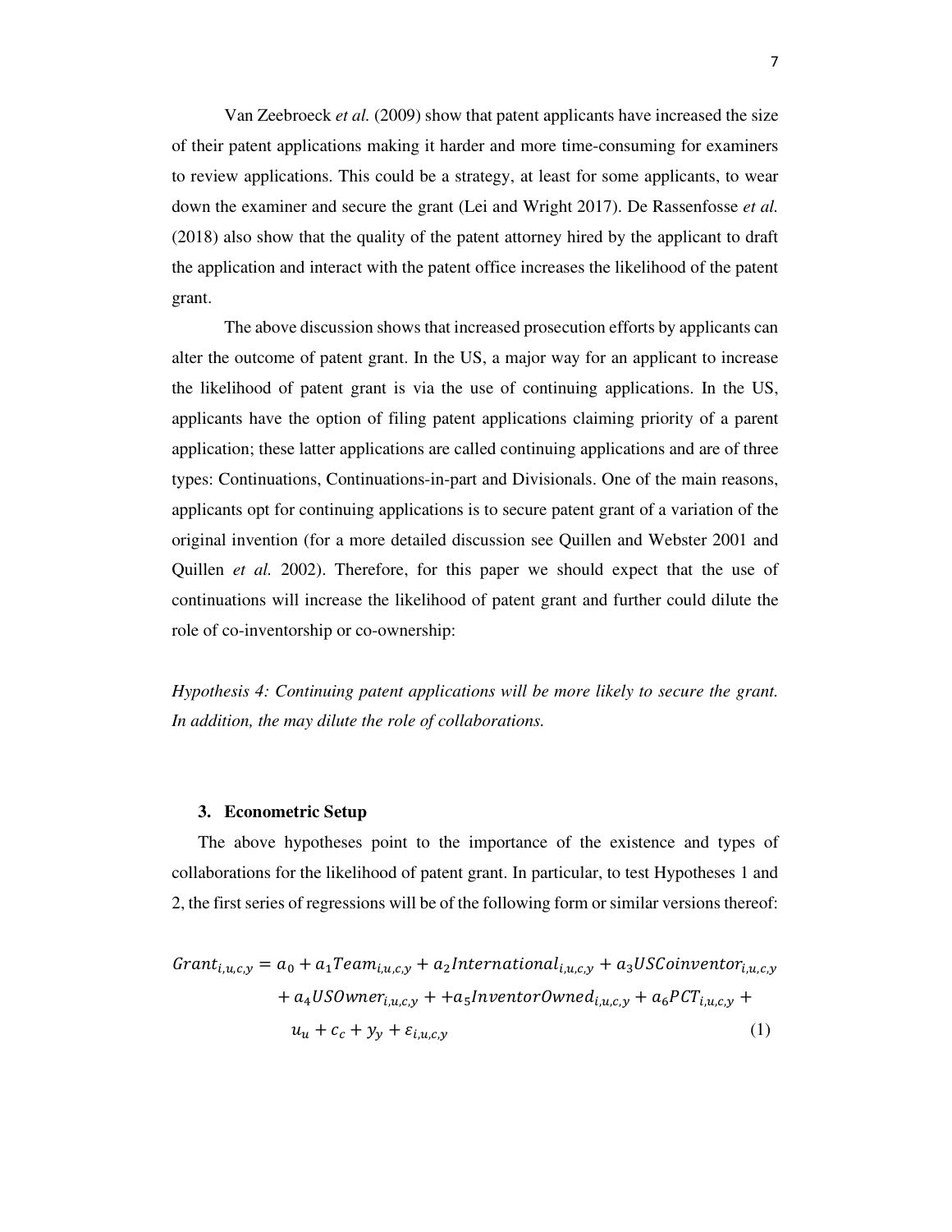Van Zeebroeck *et al.* (2009) show that patent applicants have increased the size of their patent applications making it harder and more time-consuming for examiners to review applications. This could be a strategy, at least for some applicants, to wear down the examiner and secure the grant (Lei and Wright 2017). De Rassenfosse *et al.* (2018) also show that the quality of the patent attorney hired by the applicant to draft the application and interact with the patent office increases the likelihood of the patent grant.

The above discussion shows that increased prosecution efforts by applicants can alter the outcome of patent grant. In the US, a major way for an applicant to increase the likelihood of patent grant is via the use of continuing applications. In the US, applicants have the option of filing patent applications claiming priority of a parent application; these latter applications are called continuing applications and are of three types: Continuations, Continuations-in-part and Divisionals. One of the main reasons, applicants opt for continuing applications is to secure patent grant of a variation of the original invention (for a more detailed discussion see Quillen and Webster 2001 and Quillen *et al.* 2002). Therefore, for this paper we should expect that the use of continuations will increase the likelihood of patent grant and further could dilute the role of co-inventorship or co-ownership:

*Hypothesis 4: Continuing patent applications will be more likely to secure the grant. In addition, the may dilute the role of collaborations.*

## 3. Econometric Setup

The above hypotheses point to the importance of the existence and types of collaborations for the likelihood of patent grant. In particular, to test Hypotheses 1 and 2, the first series of regressions will be of the following form or similar versions thereof:

$$Grant_{i,u,c,y} = a_0 + a_1 Team_{i,u,c,y} + a_2 International_{i,u,c,y} + a_3 USCoinventor_{i,u,c,y} + a_4 USOwner_{i,u,c,y} + +a_5 InventorOwned_{i,u,c,y} + a_6 PCT_{i,u,c,y} + u_u + c_c + y_y + \varepsilon_{i,u,c,y} \qquad (1)$$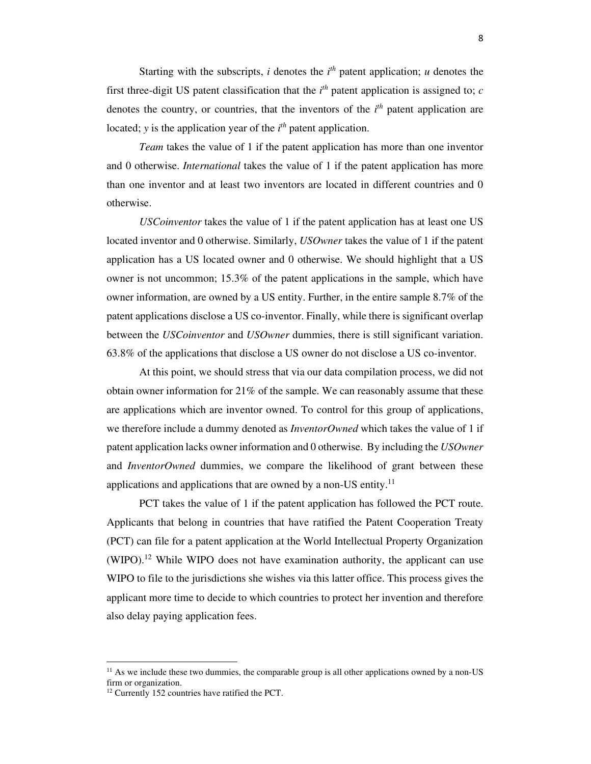Starting with the subscripts, $i$ denotes the $i^{th}$ patent application; $u$ denotes the first three-digit US patent classification that the $i^{th}$ patent application is assigned to; $c$ denotes the country, or countries, that the inventors of the $i^{th}$ patent application are located; $y$ is the application year of the $i^{th}$ patent application.

*Team* takes the value of 1 if the patent application has more than one inventor and 0 otherwise. *International* takes the value of 1 if the patent application has more than one inventor and at least two inventors are located in different countries and 0 otherwise.

*USCoinventor* takes the value of 1 if the patent application has at least one US located inventor and 0 otherwise. Similarly, *USOwner* takes the value of 1 if the patent application has a US located owner and 0 otherwise. We should highlight that a US owner is not uncommon; 15.3% of the patent applications in the sample, which have owner information, are owned by a US entity. Further, in the entire sample 8.7% of the patent applications disclose a US co-inventor. Finally, while there is significant overlap between the *USCoinventor* and *USOwner* dummies, there is still significant variation. 63.8% of the applications that disclose a US owner do not disclose a US co-inventor.

At this point, we should stress that via our data compilation process, we did not obtain owner information for 21% of the sample. We can reasonably assume that these are applications which are inventor owned. To control for this group of applications, we therefore include a dummy denoted as *InventorOwned* which takes the value of 1 if patent application lacks owner information and 0 otherwise. By including the *USOwner* and *InventorOwned* dummies, we compare the likelihood of grant between these applications and applications that are owned by a non-US entity.[11]

PCT takes the value of 1 if the patent application has followed the PCT route. Applicants that belong in countries that have ratified the Patent Cooperation Treaty (PCT) can file for a patent application at the World Intellectual Property Organization (WIPO).[12] While WIPO does not have examination authority, the applicant can use WIPO to file to the jurisdictions she wishes via this latter office. This process gives the applicant more time to decide to which countries to protect her invention and therefore also delay paying application fees.

---

[11] As we include these two dummies, the comparable group is all other applications owned by a non-US firm or organization.

[12] Currently 152 countries have ratified the PCT.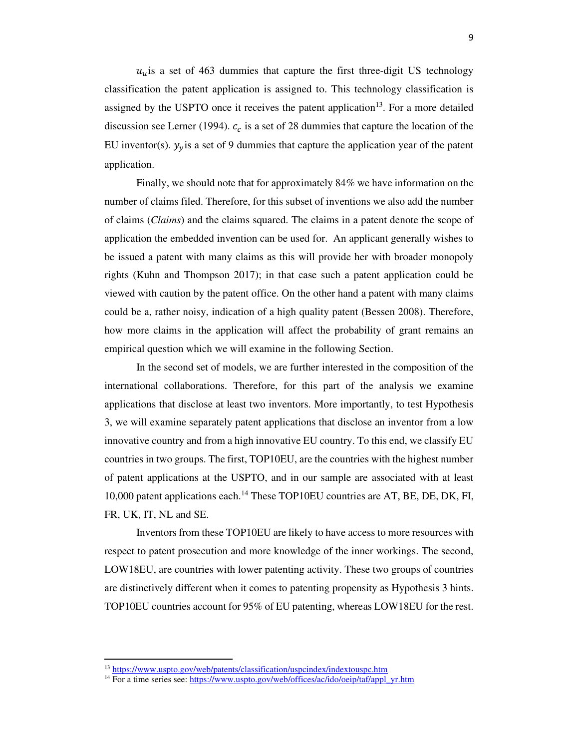$u_u$ is a set of 463 dummies that capture the first three-digit US technology classification the patent application is assigned to. This technology classification is assigned by the USPTO once it receives the patent application[13]. For a more detailed discussion see Lerner (1994). $c_c$ is a set of 28 dummies that capture the location of the EU inventor(s). $y_y$ is a set of 9 dummies that capture the application year of the patent application.

Finally, we should note that for approximately 84% we have information on the number of claims filed. Therefore, for this subset of inventions we also add the number of claims (*Claims*) and the claims squared. The claims in a patent denote the scope of application the embedded invention can be used for. An applicant generally wishes to be issued a patent with many claims as this will provide her with broader monopoly rights (Kuhn and Thompson 2017); in that case such a patent application could be viewed with caution by the patent office. On the other hand a patent with many claims could be a, rather noisy, indication of a high quality patent (Bessen 2008). Therefore, how more claims in the application will affect the probability of grant remains an empirical question which we will examine in the following Section.

In the second set of models, we are further interested in the composition of the international collaborations. Therefore, for this part of the analysis we examine applications that disclose at least two inventors. More importantly, to test Hypothesis 3, we will examine separately patent applications that disclose an inventor from a low innovative country and from a high innovative EU country. To this end, we classify EU countries in two groups. The first, TOP10EU, are the countries with the highest number of patent applications at the USPTO, and in our sample are associated with at least 10,000 patent applications each.[14] These TOP10EU countries are AT, BE, DE, DK, FI, FR, UK, IT, NL and SE.

Inventors from these TOP10EU are likely to have access to more resources with respect to patent prosecution and more knowledge of the inner workings. The second, LOW18EU, are countries with lower patenting activity. These two groups of countries are distinctively different when it comes to patenting propensity as Hypothesis 3 hints. TOP10EU countries account for 95% of EU patenting, whereas LOW18EU for the rest.

---

[13] https://www.uspto.gov/web/patents/classification/uspcindex/indextouspc.htm

[14] For a time series see: https://www.uspto.gov/web/offices/ac/ido/oeip/taf/appl_yr.htm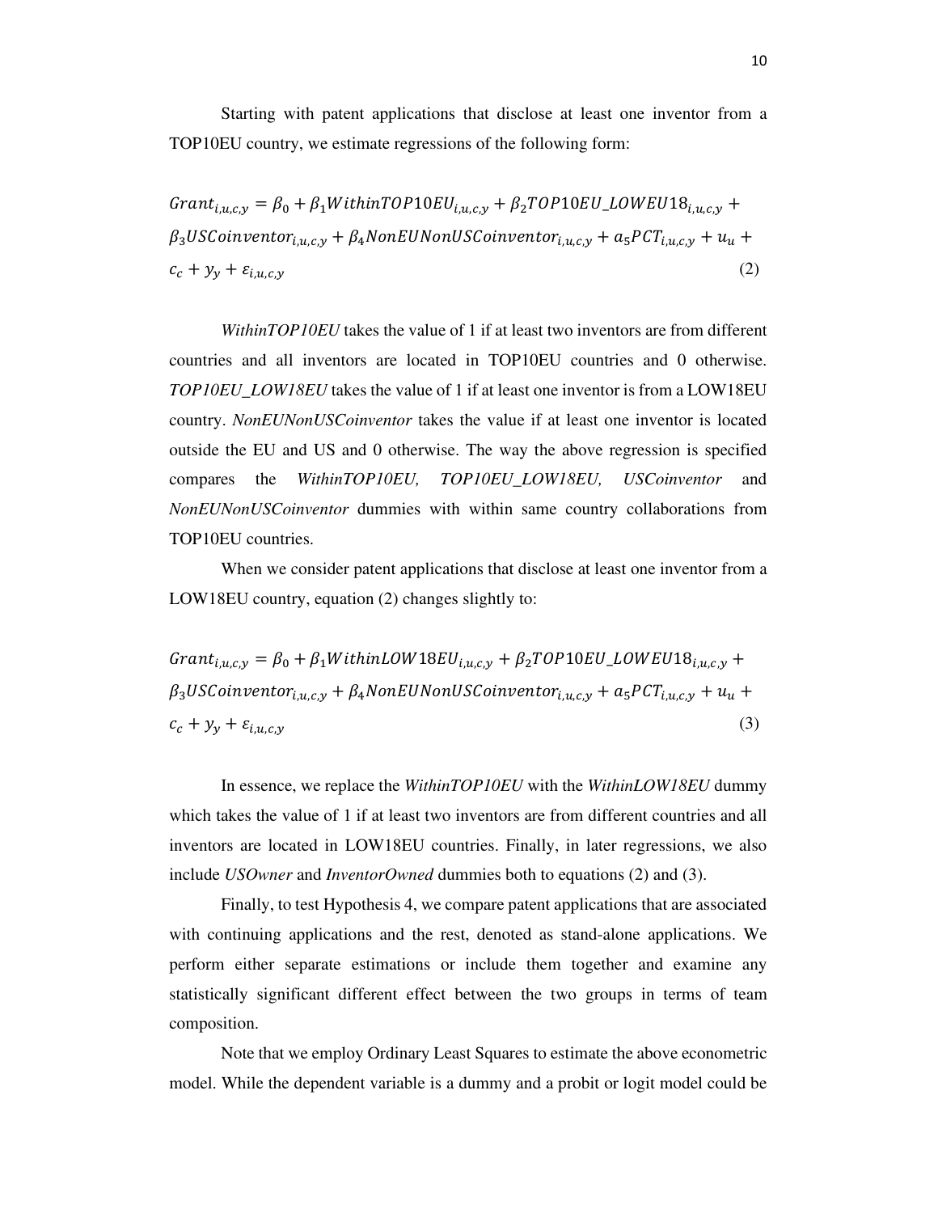Starting with patent applications that disclose at least one inventor from a TOP10EU country, we estimate regressions of the following form:

$$Grant_{i,u,c,y} = \beta_0 + \beta_1 WithinTOP10EU_{i,u,c,y} + \beta_2 TOP10EU\_LOWEU18_{i,u,c,y} + \beta_3 USCoinventor_{i,u,c,y} + \beta_4 NonEUNonUSCoinventor_{i,u,c,y} + a_5 PCT_{i,u,c,y} + u_u + c_c + y_y + \varepsilon_{i,u,c,y} \quad (2)$$

*WithinTOP10EU* takes the value of 1 if at least two inventors are from different countries and all inventors are located in TOP10EU countries and 0 otherwise. *TOP10EU_LOW18EU* takes the value of 1 if at least one inventor is from a LOW18EU country. *NonEUNonUSCoinventor* takes the value if at least one inventor is located outside the EU and US and 0 otherwise. The way the above regression is specified compares the *WithinTOP10EU, TOP10EU_LOW18EU, USCoinventor* and *NonEUNonUSCoinventor* dummies with within same country collaborations from TOP10EU countries.

When we consider patent applications that disclose at least one inventor from a LOW18EU country, equation (2) changes slightly to:

$$Grant_{i,u,c,y} = \beta_0 + \beta_1 WithinLOW18EU_{i,u,c,y} + \beta_2 TOP10EU\_LOWEU18_{i,u,c,y} + \beta_3 USCoinventor_{i,u,c,y} + \beta_4 NonEUNonUSCoinventor_{i,u,c,y} + a_5 PCT_{i,u,c,y} + u_u + c_c + y_y + \varepsilon_{i,u,c,y} \quad (3)$$

In essence, we replace the *WithinTOP10EU* with the *WithinLOW18EU* dummy which takes the value of 1 if at least two inventors are from different countries and all inventors are located in LOW18EU countries. Finally, in later regressions, we also include *USOwner* and *InventorOwned* dummies both to equations (2) and (3).

Finally, to test Hypothesis 4, we compare patent applications that are associated with continuing applications and the rest, denoted as stand-alone applications. We perform either separate estimations or include them together and examine any statistically significant different effect between the two groups in terms of team composition.

Note that we employ Ordinary Least Squares to estimate the above econometric model. While the dependent variable is a dummy and a probit or logit model could be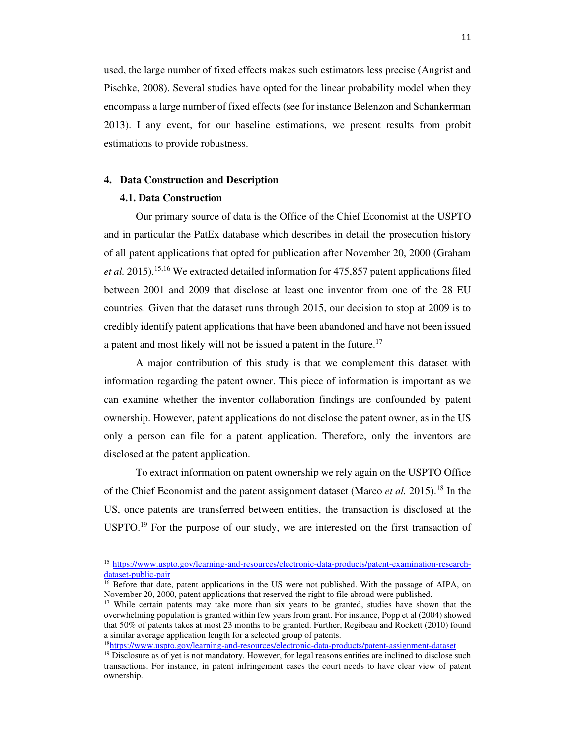used, the large number of fixed effects makes such estimators less precise (Angrist and Pischke, 2008). Several studies have opted for the linear probability model when they encompass a large number of fixed effects (see for instance Belenzon and Schankerman 2013). I any event, for our baseline estimations, we present results from probit estimations to provide robustness.

## 4. Data Construction and Description

### 4.1. Data Construction

Our primary source of data is the Office of the Chief Economist at the USPTO and in particular the PatEx database which describes in detail the prosecution history of all patent applications that opted for publication after November 20, 2000 (Graham *et al.* 2015).[15,16] We extracted detailed information for 475,857 patent applications filed between 2001 and 2009 that disclose at least one inventor from one of the 28 EU countries. Given that the dataset runs through 2015, our decision to stop at 2009 is to credibly identify patent applications that have been abandoned and have not been issued a patent and most likely will not be issued a patent in the future.[17]

A major contribution of this study is that we complement this dataset with information regarding the patent owner. This piece of information is important as we can examine whether the inventor collaboration findings are confounded by patent ownership. However, patent applications do not disclose the patent owner, as in the US only a person can file for a patent application. Therefore, only the inventors are disclosed at the patent application.

To extract information on patent ownership we rely again on the USPTO Office of the Chief Economist and the patent assignment dataset (Marco *et al.* 2015).[18] In the US, once patents are transferred between entities, the transaction is disclosed at the USPTO.[19] For the purpose of our study, we are interested on the first transaction of

---

[15] https://www.uspto.gov/learning-and-resources/electronic-data-products/patent-examination-research-dataset-public-pair

[16] Before that date, patent applications in the US were not published. With the passage of AIPA, on November 20, 2000, patent applications that reserved the right to file abroad were published.

[17] While certain patents may take more than six years to be granted, studies have shown that the overwhelming population is granted within few years from grant. For instance, Popp et al (2004) showed that 50% of patents takes at most 23 months to be granted. Further, Regibeau and Rockett (2010) found a similar average application length for a selected group of patents.

[18] https://www.uspto.gov/learning-and-resources/electronic-data-products/patent-assignment-dataset

[19] Disclosure as of yet is not mandatory. However, for legal reasons entities are inclined to disclose such transactions. For instance, in patent infringement cases the court needs to have clear view of patent ownership.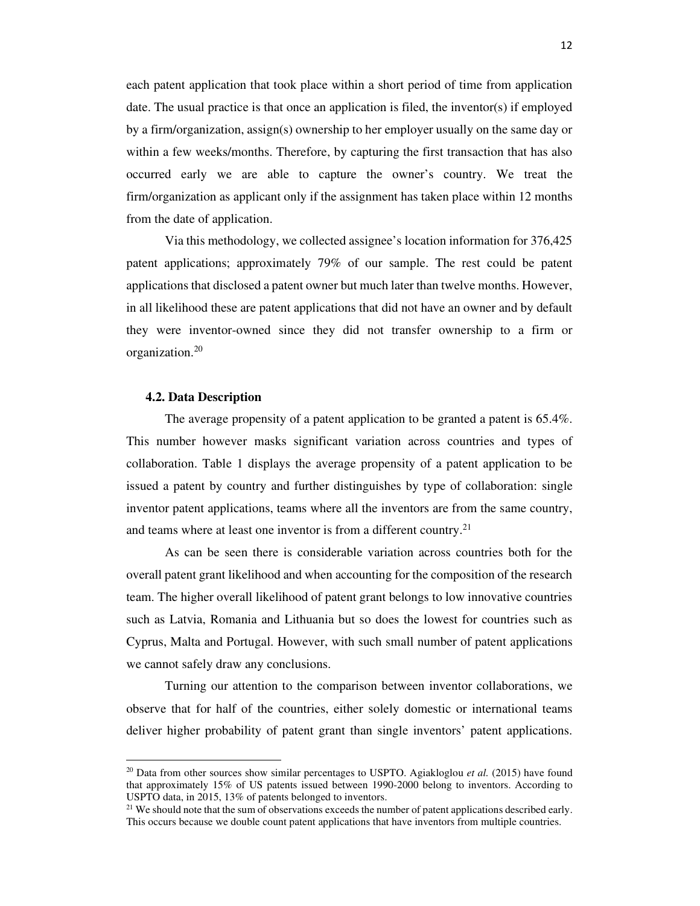each patent application that took place within a short period of time from application date. The usual practice is that once an application is filed, the inventor(s) if employed by a firm/organization, assign(s) ownership to her employer usually on the same day or within a few weeks/months. Therefore, by capturing the first transaction that has also occurred early we are able to capture the owner's country. We treat the firm/organization as applicant only if the assignment has taken place within 12 months from the date of application.

Via this methodology, we collected assignee's location information for 376,425 patent applications; approximately 79% of our sample. The rest could be patent applications that disclosed a patent owner but much later than twelve months. However, in all likelihood these are patent applications that did not have an owner and by default they were inventor-owned since they did not transfer ownership to a firm or organization.[20]

### 4.2. Data Description

The average propensity of a patent application to be granted a patent is 65.4%. This number however masks significant variation across countries and types of collaboration. Table 1 displays the average propensity of a patent application to be issued a patent by country and further distinguishes by type of collaboration: single inventor patent applications, teams where all the inventors are from the same country, and teams where at least one inventor is from a different country.[21]

As can be seen there is considerable variation across countries both for the overall patent grant likelihood and when accounting for the composition of the research team. The higher overall likelihood of patent grant belongs to low innovative countries such as Latvia, Romania and Lithuania but so does the lowest for countries such as Cyprus, Malta and Portugal. However, with such small number of patent applications we cannot safely draw any conclusions.

Turning our attention to the comparison between inventor collaborations, we observe that for half of the countries, either solely domestic or international teams deliver higher probability of patent grant than single inventors' patent applications.

---

[20] Data from other sources show similar percentages to USPTO. Agiakloglou *et al.* (2015) have found that approximately 15% of US patents issued between 1990-2000 belong to inventors. According to USPTO data, in 2015, 13% of patents belonged to inventors.

[21] We should note that the sum of observations exceeds the number of patent applications described early. This occurs because we double count patent applications that have inventors from multiple countries.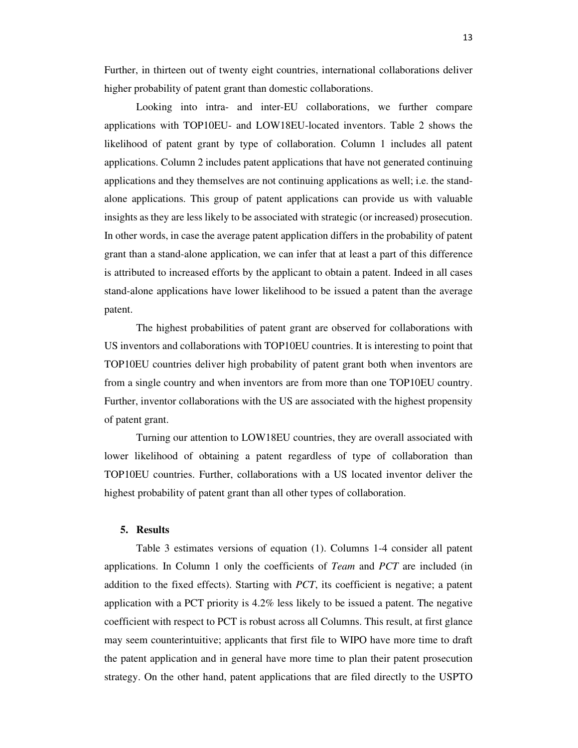Further, in thirteen out of twenty eight countries, international collaborations deliver higher probability of patent grant than domestic collaborations.

Looking into intra- and inter-EU collaborations, we further compare applications with TOP10EU- and LOW18EU-located inventors. Table 2 shows the likelihood of patent grant by type of collaboration. Column 1 includes all patent applications. Column 2 includes patent applications that have not generated continuing applications and they themselves are not continuing applications as well; i.e. the stand-alone applications. This group of patent applications can provide us with valuable insights as they are less likely to be associated with strategic (or increased) prosecution. In other words, in case the average patent application differs in the probability of patent grant than a stand-alone application, we can infer that at least a part of this difference is attributed to increased efforts by the applicant to obtain a patent. Indeed in all cases stand-alone applications have lower likelihood to be issued a patent than the average patent.

The highest probabilities of patent grant are observed for collaborations with US inventors and collaborations with TOP10EU countries. It is interesting to point that TOP10EU countries deliver high probability of patent grant both when inventors are from a single country and when inventors are from more than one TOP10EU country. Further, inventor collaborations with the US are associated with the highest propensity of patent grant.

Turning our attention to LOW18EU countries, they are overall associated with lower likelihood of obtaining a patent regardless of type of collaboration than TOP10EU countries. Further, collaborations with a US located inventor deliver the highest probability of patent grant than all other types of collaboration.

## 5. Results

Table 3 estimates versions of equation (1). Columns 1-4 consider all patent applications. In Column 1 only the coefficients of *Team* and *PCT* are included (in addition to the fixed effects). Starting with *PCT*, its coefficient is negative; a patent application with a PCT priority is 4.2% less likely to be issued a patent. The negative coefficient with respect to PCT is robust across all Columns. This result, at first glance may seem counterintuitive; applicants that first file to WIPO have more time to draft the patent application and in general have more time to plan their patent prosecution strategy. On the other hand, patent applications that are filed directly to the USPTO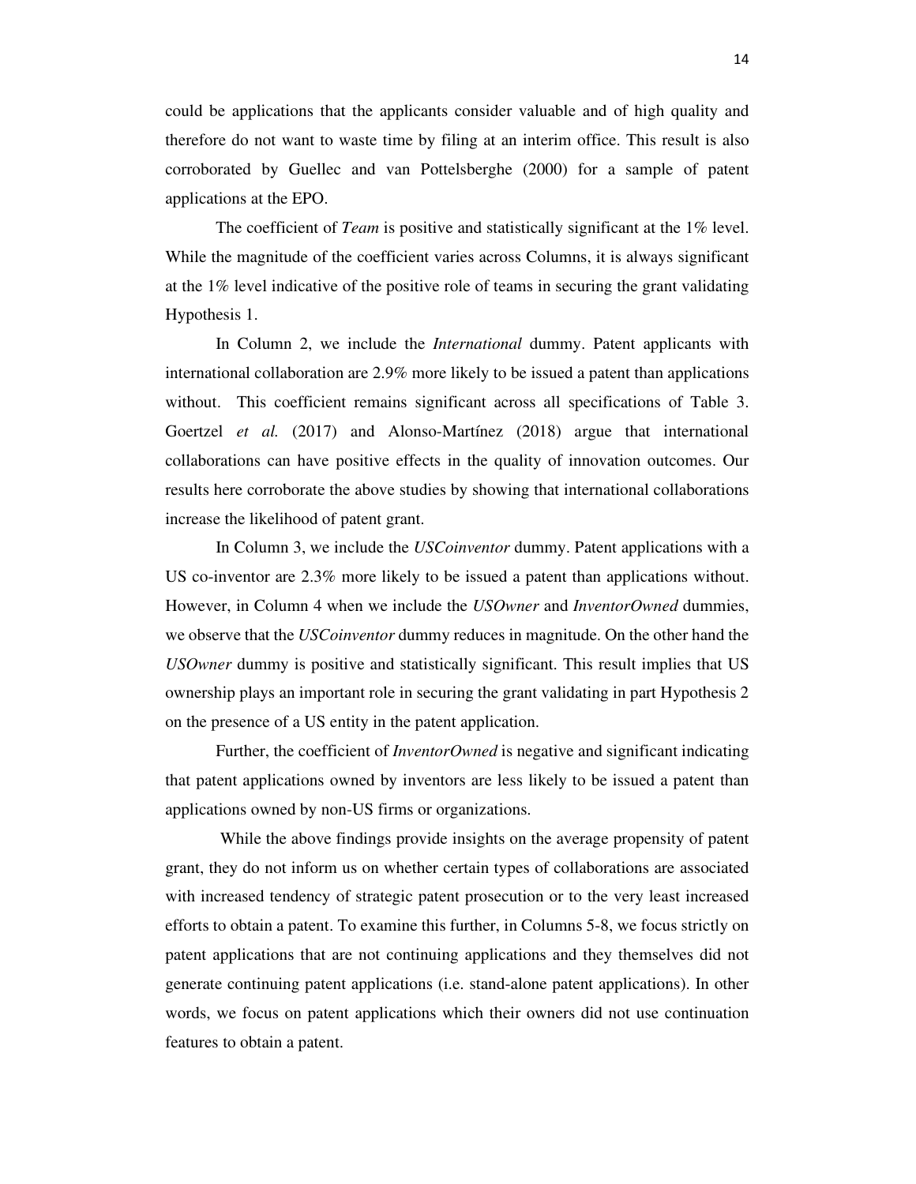could be applications that the applicants consider valuable and of high quality and therefore do not want to waste time by filing at an interim office. This result is also corroborated by Guellec and van Pottelsberghe (2000) for a sample of patent applications at the EPO.

The coefficient of *Team* is positive and statistically significant at the 1% level. While the magnitude of the coefficient varies across Columns, it is always significant at the 1% level indicative of the positive role of teams in securing the grant validating Hypothesis 1.

In Column 2, we include the *International* dummy. Patent applicants with international collaboration are 2.9% more likely to be issued a patent than applications without. This coefficient remains significant across all specifications of Table 3. Goertzel *et al.* (2017) and Alonso-Martínez (2018) argue that international collaborations can have positive effects in the quality of innovation outcomes. Our results here corroborate the above studies by showing that international collaborations increase the likelihood of patent grant.

In Column 3, we include the *USCoinventor* dummy. Patent applications with a US co-inventor are 2.3% more likely to be issued a patent than applications without. However, in Column 4 when we include the *USOwner* and *InventorOwned* dummies, we observe that the *USCoinventor* dummy reduces in magnitude. On the other hand the *USOwner* dummy is positive and statistically significant. This result implies that US ownership plays an important role in securing the grant validating in part Hypothesis 2 on the presence of a US entity in the patent application.

Further, the coefficient of *InventorOwned* is negative and significant indicating that patent applications owned by inventors are less likely to be issued a patent than applications owned by non-US firms or organizations.

While the above findings provide insights on the average propensity of patent grant, they do not inform us on whether certain types of collaborations are associated with increased tendency of strategic patent prosecution or to the very least increased efforts to obtain a patent. To examine this further, in Columns 5-8, we focus strictly on patent applications that are not continuing applications and they themselves did not generate continuing patent applications (i.e. stand-alone patent applications). In other words, we focus on patent applications which their owners did not use continuation features to obtain a patent.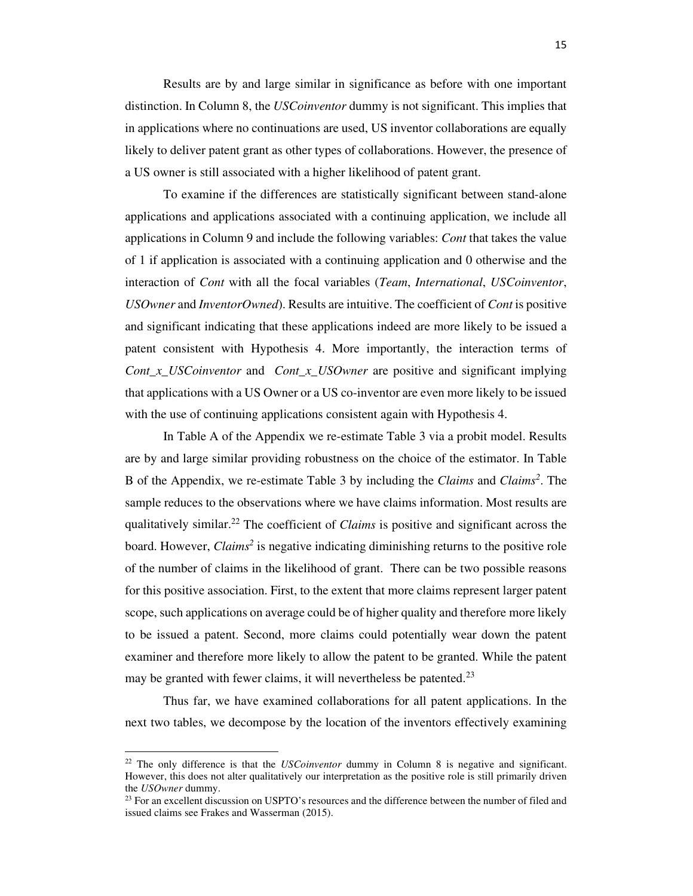Results are by and large similar in significance as before with one important distinction. In Column 8, the *USCoinventor* dummy is not significant. This implies that in applications where no continuations are used, US inventor collaborations are equally likely to deliver patent grant as other types of collaborations. However, the presence of a US owner is still associated with a higher likelihood of patent grant.

To examine if the differences are statistically significant between stand-alone applications and applications associated with a continuing application, we include all applications in Column 9 and include the following variables: *Cont* that takes the value of 1 if application is associated with a continuing application and 0 otherwise and the interaction of *Cont* with all the focal variables (*Team*, *International*, *USCoinventor*, *USOwner* and *InventorOwned*). Results are intuitive. The coefficient of *Cont* is positive and significant indicating that these applications indeed are more likely to be issued a patent consistent with Hypothesis 4. More importantly, the interaction terms of *Cont_x_USCoinventor* and *Cont_x_USOwner* are positive and significant implying that applications with a US Owner or a US co-inventor are even more likely to be issued with the use of continuing applications consistent again with Hypothesis 4.

In Table A of the Appendix we re-estimate Table 3 via a probit model. Results are by and large similar providing robustness on the choice of the estimator. In Table B of the Appendix, we re-estimate Table 3 by including the *Claims* and *Claims²*. The sample reduces to the observations where we have claims information. Most results are qualitatively similar.[22] The coefficient of *Claims* is positive and significant across the board. However, *Claims²* is negative indicating diminishing returns to the positive role of the number of claims in the likelihood of grant. There can be two possible reasons for this positive association. First, to the extent that more claims represent larger patent scope, such applications on average could be of higher quality and therefore more likely to be issued a patent. Second, more claims could potentially wear down the patent examiner and therefore more likely to allow the patent to be granted. While the patent may be granted with fewer claims, it will nevertheless be patented.[23]

Thus far, we have examined collaborations for all patent applications. In the next two tables, we decompose by the location of the inventors effectively examining

---

[22] The only difference is that the *USCoinventor* dummy in Column 8 is negative and significant. However, this does not alter qualitatively our interpretation as the positive role is still primarily driven the *USOwner* dummy.

[23] For an excellent discussion on USPTO's resources and the difference between the number of filed and issued claims see Frakes and Wasserman (2015).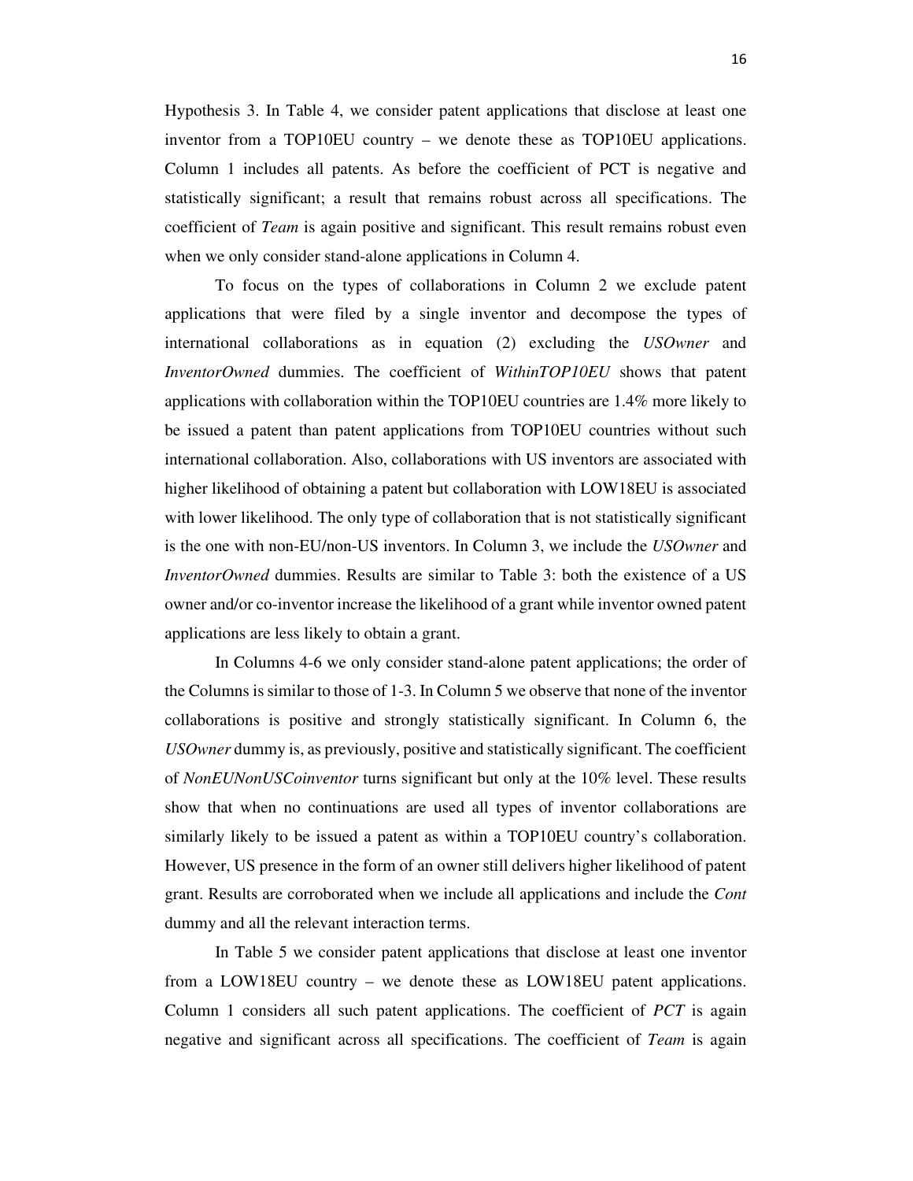Hypothesis 3. In Table 4, we consider patent applications that disclose at least one inventor from a TOP10EU country – we denote these as TOP10EU applications. Column 1 includes all patents. As before the coefficient of PCT is negative and statistically significant; a result that remains robust across all specifications. The coefficient of *Team* is again positive and significant. This result remains robust even when we only consider stand-alone applications in Column 4.

To focus on the types of collaborations in Column 2 we exclude patent applications that were filed by a single inventor and decompose the types of international collaborations as in equation (2) excluding the *USOwner* and *InventorOwned* dummies. The coefficient of *WithinTOP10EU* shows that patent applications with collaboration within the TOP10EU countries are 1.4% more likely to be issued a patent than patent applications from TOP10EU countries without such international collaboration. Also, collaborations with US inventors are associated with higher likelihood of obtaining a patent but collaboration with LOW18EU is associated with lower likelihood. The only type of collaboration that is not statistically significant is the one with non-EU/non-US inventors. In Column 3, we include the *USOwner* and *InventorOwned* dummies. Results are similar to Table 3: both the existence of a US owner and/or co-inventor increase the likelihood of a grant while inventor owned patent applications are less likely to obtain a grant.

In Columns 4-6 we only consider stand-alone patent applications; the order of the Columns is similar to those of 1-3. In Column 5 we observe that none of the inventor collaborations is positive and strongly statistically significant. In Column 6, the *USOwner* dummy is, as previously, positive and statistically significant. The coefficient of *NonEUNonUSCoinventor* turns significant but only at the 10% level. These results show that when no continuations are used all types of inventor collaborations are similarly likely to be issued a patent as within a TOP10EU country's collaboration. However, US presence in the form of an owner still delivers higher likelihood of patent grant. Results are corroborated when we include all applications and include the *Cont* dummy and all the relevant interaction terms.

In Table 5 we consider patent applications that disclose at least one inventor from a LOW18EU country – we denote these as LOW18EU patent applications. Column 1 considers all such patent applications. The coefficient of *PCT* is again negative and significant across all specifications. The coefficient of *Team* is again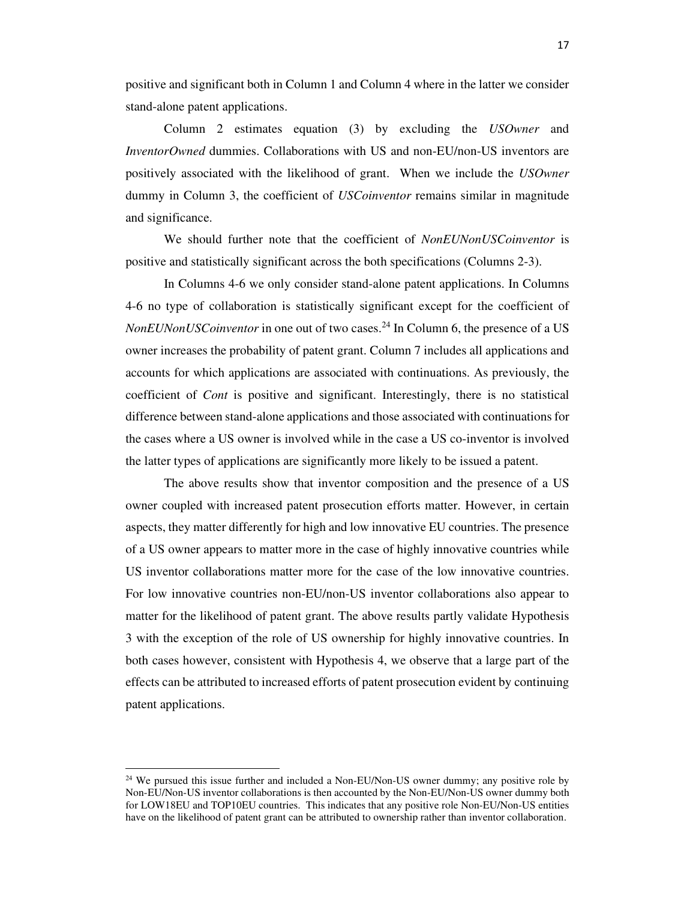positive and significant both in Column 1 and Column 4 where in the latter we consider stand-alone patent applications.

Column 2 estimates equation (3) by excluding the *USOwner* and *InventorOwned* dummies. Collaborations with US and non-EU/non-US inventors are positively associated with the likelihood of grant. When we include the *USOwner* dummy in Column 3, the coefficient of *USCoinventor* remains similar in magnitude and significance.

We should further note that the coefficient of *NonEUNonUSCoinventor* is positive and statistically significant across the both specifications (Columns 2-3).

In Columns 4-6 we only consider stand-alone patent applications. In Columns 4-6 no type of collaboration is statistically significant except for the coefficient of *NonEUNonUSCoinventor* in one out of two cases.[24] In Column 6, the presence of a US owner increases the probability of patent grant. Column 7 includes all applications and accounts for which applications are associated with continuations. As previously, the coefficient of *Cont* is positive and significant. Interestingly, there is no statistical difference between stand-alone applications and those associated with continuations for the cases where a US owner is involved while in the case a US co-inventor is involved the latter types of applications are significantly more likely to be issued a patent.

The above results show that inventor composition and the presence of a US owner coupled with increased patent prosecution efforts matter. However, in certain aspects, they matter differently for high and low innovative EU countries. The presence of a US owner appears to matter more in the case of highly innovative countries while US inventor collaborations matter more for the case of the low innovative countries. For low innovative countries non-EU/non-US inventor collaborations also appear to matter for the likelihood of patent grant. The above results partly validate Hypothesis 3 with the exception of the role of US ownership for highly innovative countries. In both cases however, consistent with Hypothesis 4, we observe that a large part of the effects can be attributed to increased efforts of patent prosecution evident by continuing patent applications.

[24] We pursued this issue further and included a Non-EU/Non-US owner dummy; any positive role by Non-EU/Non-US inventor collaborations is then accounted by the Non-EU/Non-US owner dummy both for LOW18EU and TOP10EU countries. This indicates that any positive role Non-EU/Non-US entities have on the likelihood of patent grant can be attributed to ownership rather than inventor collaboration.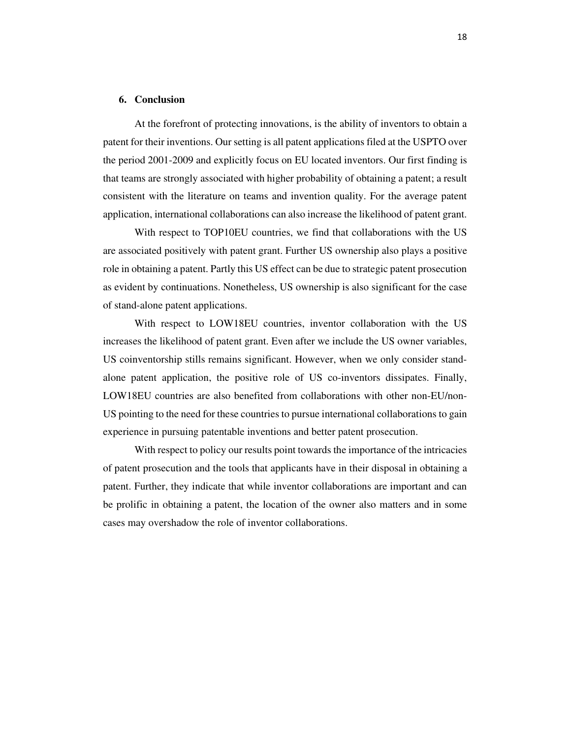## 6. Conclusion

At the forefront of protecting innovations, is the ability of inventors to obtain a patent for their inventions. Our setting is all patent applications filed at the USPTO over the period 2001-2009 and explicitly focus on EU located inventors. Our first finding is that teams are strongly associated with higher probability of obtaining a patent; a result consistent with the literature on teams and invention quality. For the average patent application, international collaborations can also increase the likelihood of patent grant.

With respect to TOP10EU countries, we find that collaborations with the US are associated positively with patent grant. Further US ownership also plays a positive role in obtaining a patent. Partly this US effect can be due to strategic patent prosecution as evident by continuations. Nonetheless, US ownership is also significant for the case of stand-alone patent applications.

With respect to LOW18EU countries, inventor collaboration with the US increases the likelihood of patent grant. Even after we include the US owner variables, US coinventorship stills remains significant. However, when we only consider stand-alone patent application, the positive role of US co-inventors dissipates. Finally, LOW18EU countries are also benefited from collaborations with other non-EU/non-US pointing to the need for these countries to pursue international collaborations to gain experience in pursuing patentable inventions and better patent prosecution.

With respect to policy our results point towards the importance of the intricacies of patent prosecution and the tools that applicants have in their disposal in obtaining a patent. Further, they indicate that while inventor collaborations are important and can be prolific in obtaining a patent, the location of the owner also matters and in some cases may overshadow the role of inventor collaborations.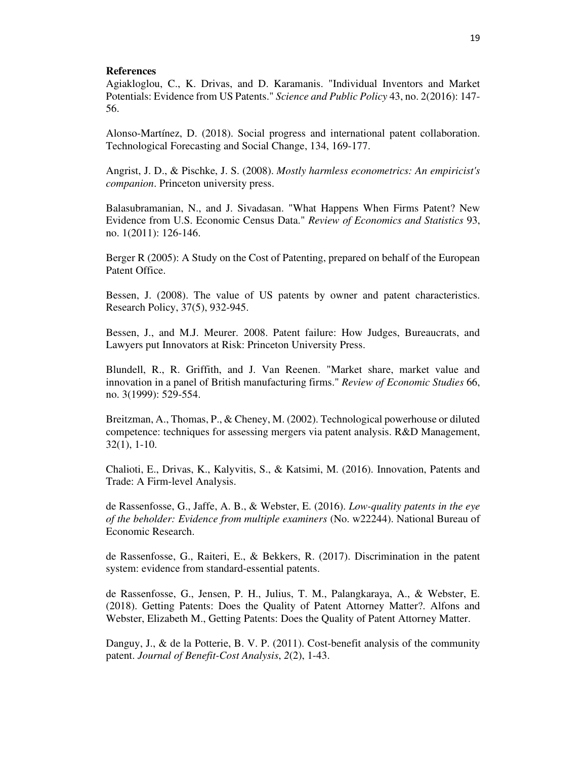**References**

Agiakloglou, C., K. Drivas, and D. Karamanis. "Individual Inventors and Market Potentials: Evidence from US Patents." *Science and Public Policy* 43, no. 2(2016): 147-56.

Alonso-Martínez, D. (2018). Social progress and international patent collaboration. Technological Forecasting and Social Change, 134, 169-177.

Angrist, J. D., & Pischke, J. S. (2008). *Mostly harmless econometrics: An empiricist's companion*. Princeton university press.

Balasubramanian, N., and J. Sivadasan. "What Happens When Firms Patent? New Evidence from U.S. Economic Census Data." *Review of Economics and Statistics* 93, no. 1(2011): 126-146.

Berger R (2005): A Study on the Cost of Patenting, prepared on behalf of the European Patent Office.

Bessen, J. (2008). The value of US patents by owner and patent characteristics. Research Policy, 37(5), 932-945.

Bessen, J., and M.J. Meurer. 2008. Patent failure: How Judges, Bureaucrats, and Lawyers put Innovators at Risk: Princeton University Press.

Blundell, R., R. Griffith, and J. Van Reenen. "Market share, market value and innovation in a panel of British manufacturing firms." *Review of Economic Studies* 66, no. 3(1999): 529-554.

Breitzman, A., Thomas, P., & Cheney, M. (2002). Technological powerhouse or diluted competence: techniques for assessing mergers via patent analysis. R&D Management, 32(1), 1-10.

Chalioti, E., Drivas, K., Kalyvitis, S., & Katsimi, M. (2016). Innovation, Patents and Trade: A Firm-level Analysis.

de Rassenfosse, G., Jaffe, A. B., & Webster, E. (2016). *Low-quality patents in the eye of the beholder: Evidence from multiple examiners* (No. w22244). National Bureau of Economic Research.

de Rassenfosse, G., Raiteri, E., & Bekkers, R. (2017). Discrimination in the patent system: evidence from standard-essential patents.

de Rassenfosse, G., Jensen, P. H., Julius, T. M., Palangkaraya, A., & Webster, E. (2018). Getting Patents: Does the Quality of Patent Attorney Matter?. Alfons and Webster, Elizabeth M., Getting Patents: Does the Quality of Patent Attorney Matter.

Danguy, J., & de la Potterie, B. V. P. (2011). Cost-benefit analysis of the community patent. *Journal of Benefit-Cost Analysis*, *2*(2), 1-43.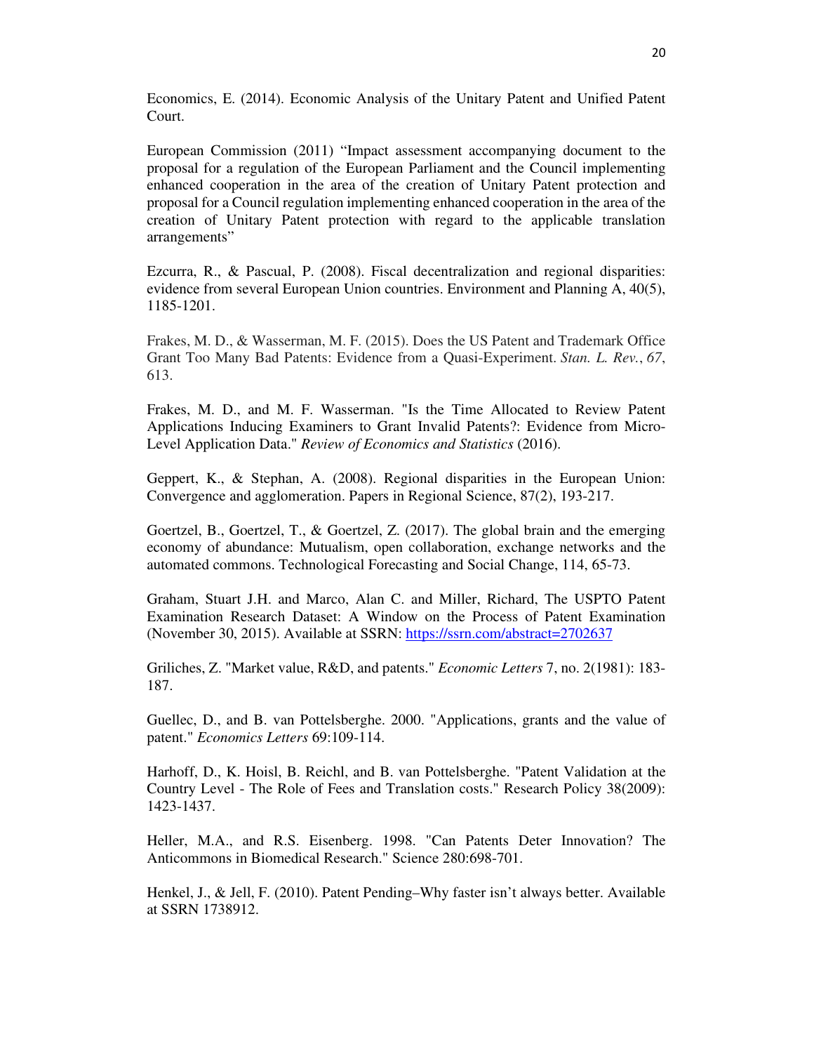Economics, E. (2014). Economic Analysis of the Unitary Patent and Unified Patent Court.

European Commission (2011) “Impact assessment accompanying document to the proposal for a regulation of the European Parliament and the Council implementing enhanced cooperation in the area of the creation of Unitary Patent protection and proposal for a Council regulation implementing enhanced cooperation in the area of the creation of Unitary Patent protection with regard to the applicable translation arrangements”

Ezcurra, R., & Pascual, P. (2008). Fiscal decentralization and regional disparities: evidence from several European Union countries. Environment and Planning A, 40(5), 1185-1201.

Frakes, M. D., & Wasserman, M. F. (2015). Does the US Patent and Trademark Office Grant Too Many Bad Patents: Evidence from a Quasi-Experiment. *Stan. L. Rev.*, *67*, 613.

Frakes, M. D., and M. F. Wasserman. "Is the Time Allocated to Review Patent Applications Inducing Examiners to Grant Invalid Patents?: Evidence from Micro-Level Application Data." *Review of Economics and Statistics* (2016).

Geppert, K., & Stephan, A. (2008). Regional disparities in the European Union: Convergence and agglomeration. Papers in Regional Science, 87(2), 193-217.

Goertzel, B., Goertzel, T., & Goertzel, Z. (2017). The global brain and the emerging economy of abundance: Mutualism, open collaboration, exchange networks and the automated commons. Technological Forecasting and Social Change, 114, 65-73.

Graham, Stuart J.H. and Marco, Alan C. and Miller, Richard, The USPTO Patent Examination Research Dataset: A Window on the Process of Patent Examination (November 30, 2015). Available at SSRN: https://ssrn.com/abstract=2702637

Griliches, Z. "Market value, R&D, and patents." *Economic Letters* 7, no. 2(1981): 183-187.

Guellec, D., and B. van Pottelsberghe. 2000. "Applications, grants and the value of patent." *Economics Letters* 69:109-114.

Harhoff, D., K. Hoisl, B. Reichl, and B. van Pottelsberghe. "Patent Validation at the Country Level - The Role of Fees and Translation costs." Research Policy 38(2009): 1423-1437.

Heller, M.A., and R.S. Eisenberg. 1998. "Can Patents Deter Innovation? The Anticommons in Biomedical Research." Science 280:698-701.

Henkel, J., & Jell, F. (2010). Patent Pending–Why faster isn’t always better. Available at SSRN 1738912.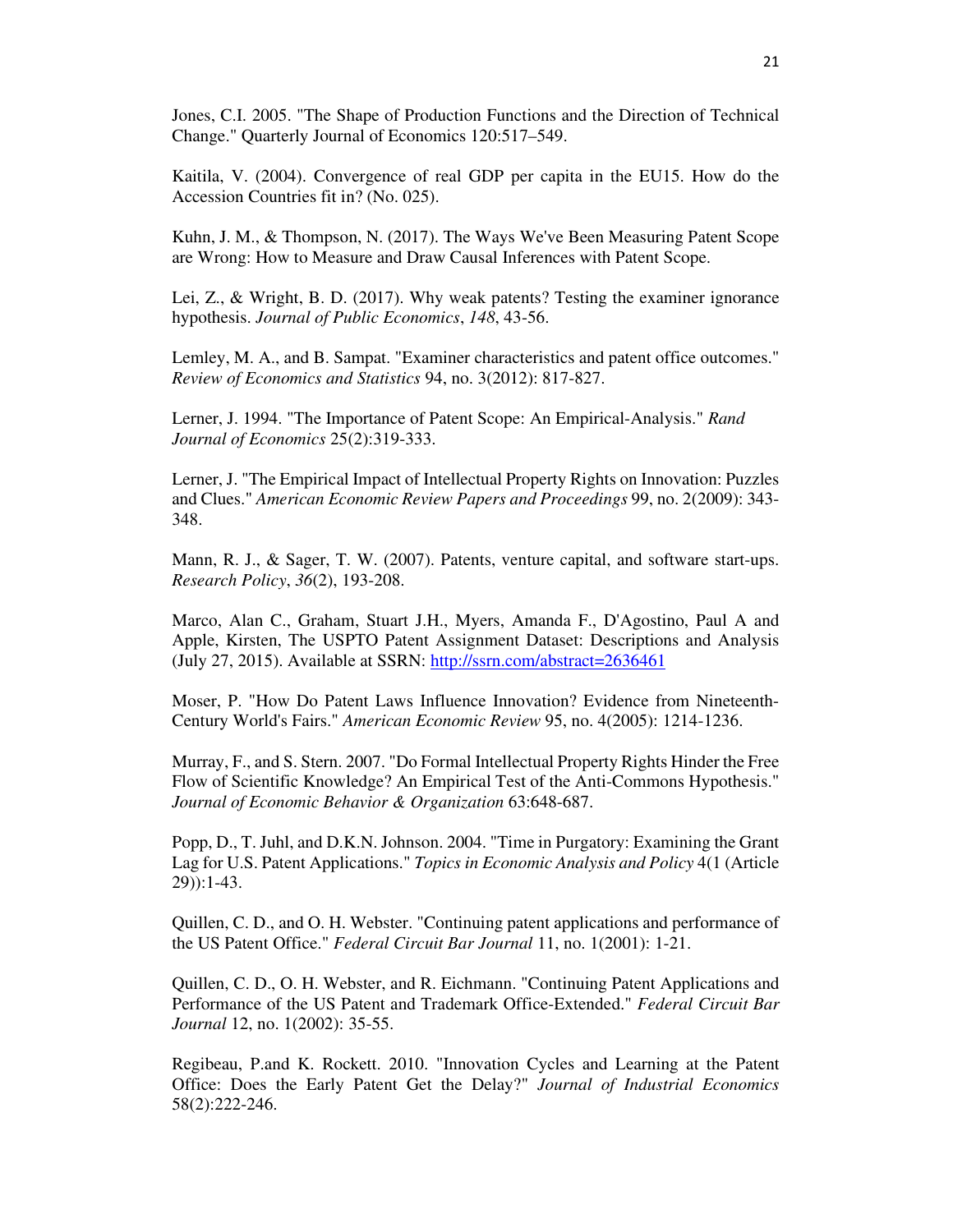Jones, C.I. 2005. "The Shape of Production Functions and the Direction of Technical Change." Quarterly Journal of Economics 120:517–549.

Kaitila, V. (2004). Convergence of real GDP per capita in the EU15. How do the Accession Countries fit in? (No. 025).

Kuhn, J. M., & Thompson, N. (2017). The Ways We've Been Measuring Patent Scope are Wrong: How to Measure and Draw Causal Inferences with Patent Scope.

Lei, Z., & Wright, B. D. (2017). Why weak patents? Testing the examiner ignorance hypothesis. *Journal of Public Economics*, *148*, 43-56.

Lemley, M. A., and B. Sampat. "Examiner characteristics and patent office outcomes." *Review of Economics and Statistics* 94, no. 3(2012): 817-827.

Lerner, J. 1994. "The Importance of Patent Scope: An Empirical-Analysis." *Rand Journal of Economics* 25(2):319-333.

Lerner, J. "The Empirical Impact of Intellectual Property Rights on Innovation: Puzzles and Clues." *American Economic Review Papers and Proceedings* 99, no. 2(2009): 343-348.

Mann, R. J., & Sager, T. W. (2007). Patents, venture capital, and software start-ups. *Research Policy*, *36*(2), 193-208.

Marco, Alan C., Graham, Stuart J.H., Myers, Amanda F., D'Agostino, Paul A and Apple, Kirsten, The USPTO Patent Assignment Dataset: Descriptions and Analysis (July 27, 2015). Available at SSRN: http://ssrn.com/abstract=2636461

Moser, P. "How Do Patent Laws Influence Innovation? Evidence from Nineteenth-Century World's Fairs." *American Economic Review* 95, no. 4(2005): 1214-1236.

Murray, F., and S. Stern. 2007. "Do Formal Intellectual Property Rights Hinder the Free Flow of Scientific Knowledge? An Empirical Test of the Anti-Commons Hypothesis." *Journal of Economic Behavior & Organization* 63:648-687.

Popp, D., T. Juhl, and D.K.N. Johnson. 2004. "Time in Purgatory: Examining the Grant Lag for U.S. Patent Applications." *Topics in Economic Analysis and Policy* 4(1 (Article 29)):1-43.

Quillen, C. D., and O. H. Webster. "Continuing patent applications and performance of the US Patent Office." *Federal Circuit Bar Journal* 11, no. 1(2001): 1-21.

Quillen, C. D., O. H. Webster, and R. Eichmann. "Continuing Patent Applications and Performance of the US Patent and Trademark Office-Extended." *Federal Circuit Bar Journal* 12, no. 1(2002): 35-55.

Regibeau, P.and K. Rockett. 2010. "Innovation Cycles and Learning at the Patent Office: Does the Early Patent Get the Delay?" *Journal of Industrial Economics* 58(2):222-246.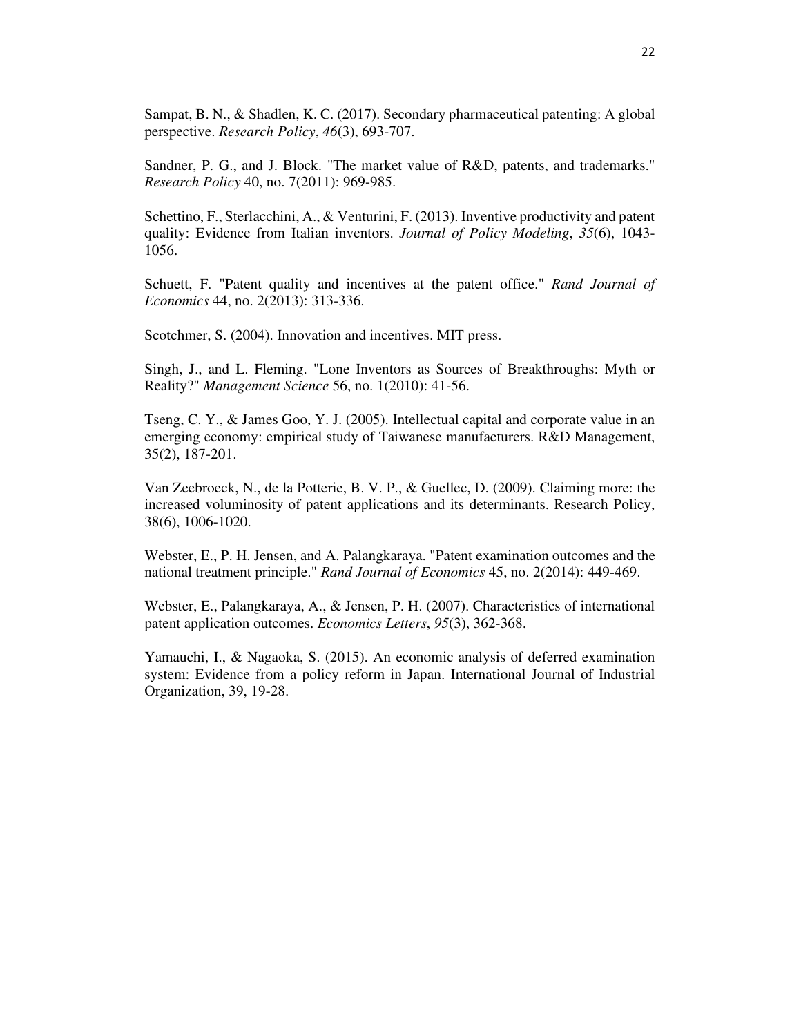Sampat, B. N., & Shadlen, K. C. (2017). Secondary pharmaceutical patenting: A global perspective. *Research Policy*, *46*(3), 693-707.

Sandner, P. G., and J. Block. "The market value of R&D, patents, and trademarks." *Research Policy* 40, no. 7(2011): 969-985.

Schettino, F., Sterlacchini, A., & Venturini, F. (2013). Inventive productivity and patent quality: Evidence from Italian inventors. *Journal of Policy Modeling*, *35*(6), 1043-1056.

Schuett, F. "Patent quality and incentives at the patent office." *Rand Journal of Economics* 44, no. 2(2013): 313-336.

Scotchmer, S. (2004). Innovation and incentives. MIT press.

Singh, J., and L. Fleming. "Lone Inventors as Sources of Breakthroughs: Myth or Reality?" *Management Science* 56, no. 1(2010): 41-56.

Tseng, C. Y., & James Goo, Y. J. (2005). Intellectual capital and corporate value in an emerging economy: empirical study of Taiwanese manufacturers. R&D Management, 35(2), 187-201.

Van Zeebroeck, N., de la Potterie, B. V. P., & Guellec, D. (2009). Claiming more: the increased voluminosity of patent applications and its determinants. Research Policy, 38(6), 1006-1020.

Webster, E., P. H. Jensen, and A. Palangkaraya. "Patent examination outcomes and the national treatment principle." *Rand Journal of Economics* 45, no. 2(2014): 449-469.

Webster, E., Palangkaraya, A., & Jensen, P. H. (2007). Characteristics of international patent application outcomes. *Economics Letters*, *95*(3), 362-368.

Yamauchi, I., & Nagaoka, S. (2015). An economic analysis of deferred examination system: Evidence from a policy reform in Japan. International Journal of Industrial Organization, 39, 19-28.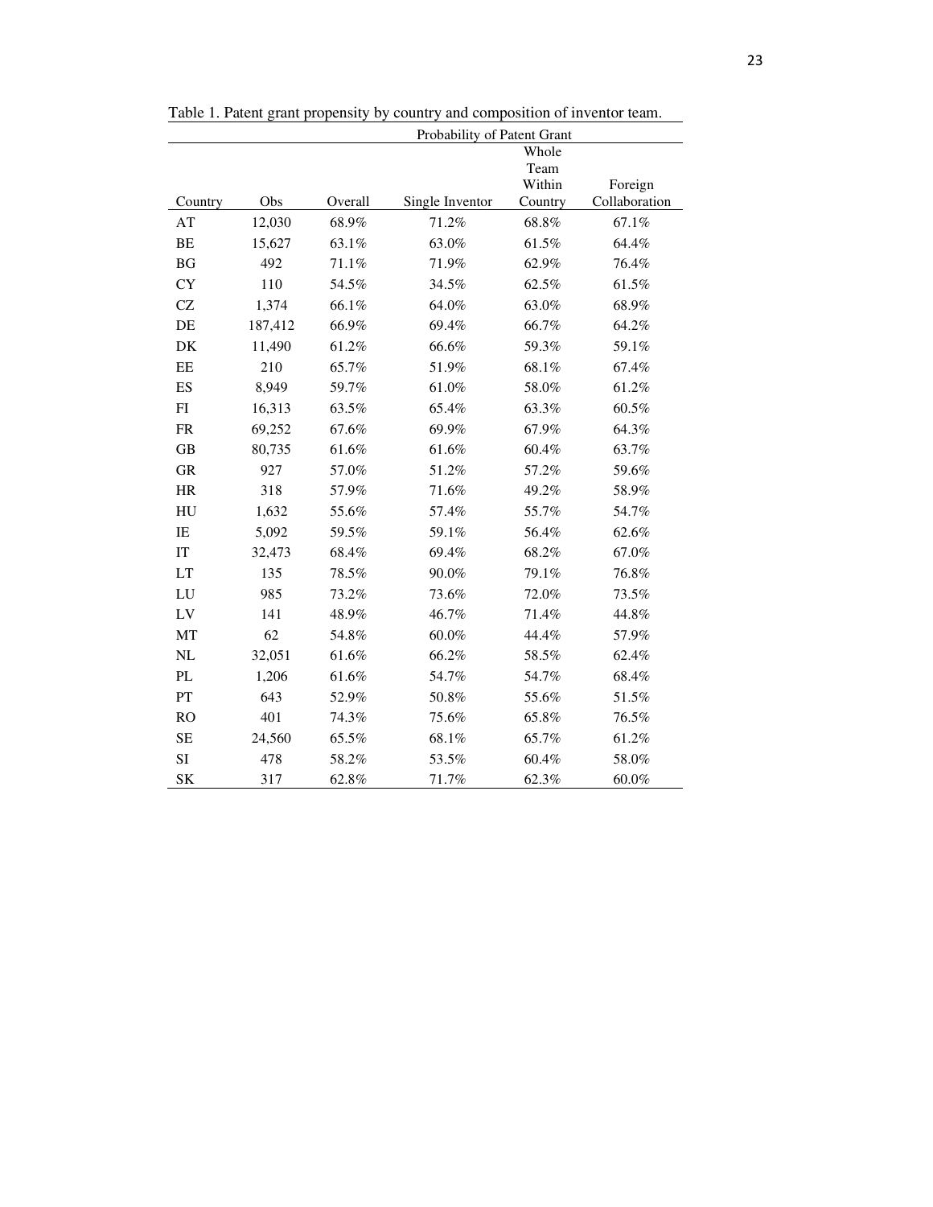Table 1. Patent grant propensity by country and composition of inventor team.

| | | Probability of Patent Grant | | | |
|---|---|---|---|---|---|
| Country | Obs | Overall | Single Inventor | Whole Team Within Country | Foreign Collaboration |
| AT | 12,030 | 68.9% | 71.2% | 68.8% | 67.1% |
| BE | 15,627 | 63.1% | 63.0% | 61.5% | 64.4% |
| BG | 492 | 71.1% | 71.9% | 62.9% | 76.4% |
| CY | 110 | 54.5% | 34.5% | 62.5% | 61.5% |
| CZ | 1,374 | 66.1% | 64.0% | 63.0% | 68.9% |
| DE | 187,412 | 66.9% | 69.4% | 66.7% | 64.2% |
| DK | 11,490 | 61.2% | 66.6% | 59.3% | 59.1% |
| EE | 210 | 65.7% | 51.9% | 68.1% | 67.4% |
| ES | 8,949 | 59.7% | 61.0% | 58.0% | 61.2% |
| FI | 16,313 | 63.5% | 65.4% | 63.3% | 60.5% |
| FR | 69,252 | 67.6% | 69.9% | 67.9% | 64.3% |
| GB | 80,735 | 61.6% | 61.6% | 60.4% | 63.7% |
| GR | 927 | 57.0% | 51.2% | 57.2% | 59.6% |
| HR | 318 | 57.9% | 71.6% | 49.2% | 58.9% |
| HU | 1,632 | 55.6% | 57.4% | 55.7% | 54.7% |
| IE | 5,092 | 59.5% | 59.1% | 56.4% | 62.6% |
| IT | 32,473 | 68.4% | 69.4% | 68.2% | 67.0% |
| LT | 135 | 78.5% | 90.0% | 79.1% | 76.8% |
| LU | 985 | 73.2% | 73.6% | 72.0% | 73.5% |
| LV | 141 | 48.9% | 46.7% | 71.4% | 44.8% |
| MT | 62 | 54.8% | 60.0% | 44.4% | 57.9% |
| NL | 32,051 | 61.6% | 66.2% | 58.5% | 62.4% |
| PL | 1,206 | 61.6% | 54.7% | 54.7% | 68.4% |
| PT | 643 | 52.9% | 50.8% | 55.6% | 51.5% |
| RO | 401 | 74.3% | 75.6% | 65.8% | 76.5% |
| SE | 24,560 | 65.5% | 68.1% | 65.7% | 61.2% |
| SI | 478 | 58.2% | 53.5% | 60.4% | 58.0% |
| SK | 317 | 62.8% | 71.7% | 62.3% | 60.0% |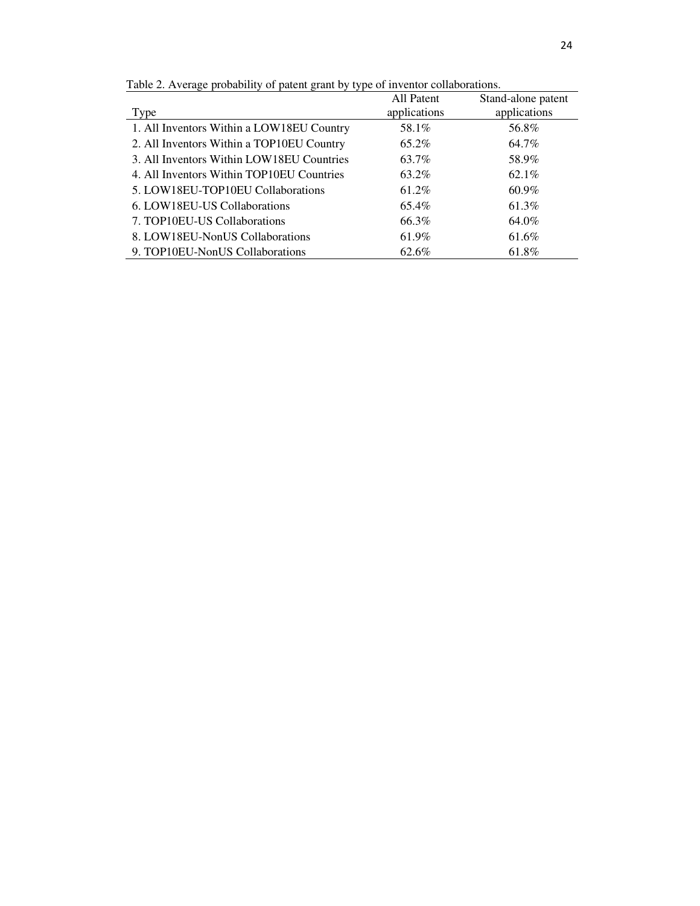Table 2. Average probability of patent grant by type of inventor collaborations.

| Type | All Patent applications | Stand-alone patent applications |
|---|---|---|
| 1. All Inventors Within a LOW18EU Country | 58.1% | 56.8% |
| 2. All Inventors Within a TOP10EU Country | 65.2% | 64.7% |
| 3. All Inventors Within LOW18EU Countries | 63.7% | 58.9% |
| 4. All Inventors Within TOP10EU Countries | 63.2% | 62.1% |
| 5. LOW18EU-TOP10EU Collaborations | 61.2% | 60.9% |
| 6. LOW18EU-US Collaborations | 65.4% | 61.3% |
| 7. TOP10EU-US Collaborations | 66.3% | 64.0% |
| 8. LOW18EU-NonUS Collaborations | 61.9% | 61.6% |
| 9. TOP10EU-NonUS Collaborations | 62.6% | 61.8% |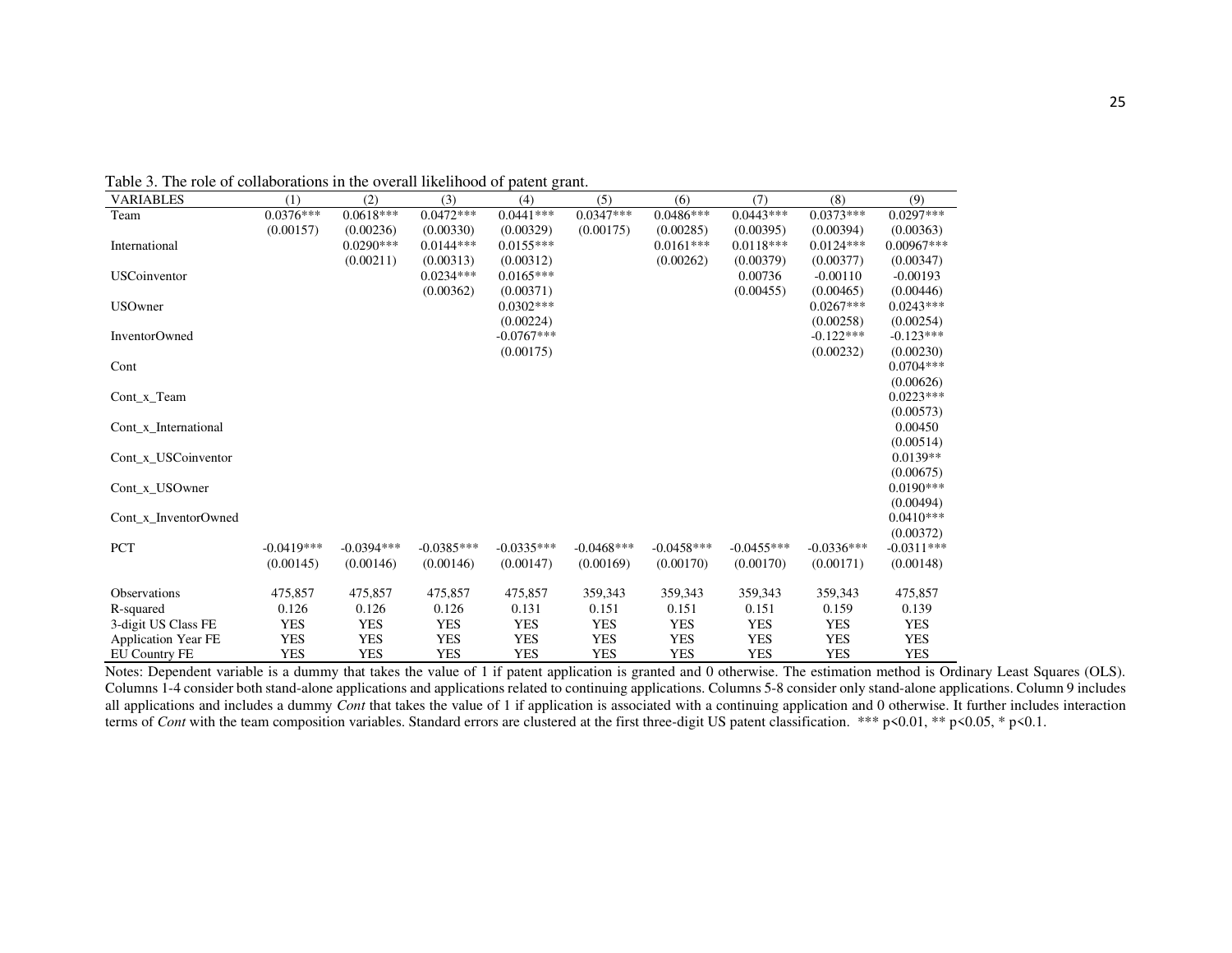Table 3. The role of collaborations in the overall likelihood of patent grant.

| VARIABLES | (1) | (2) | (3) | (4) | (5) | (6) | (7) | (8) | (9) |
|---|---|---|---|---|---|---|---|---|---|
| Team | 0.0376*** | 0.0618*** | 0.0472*** | 0.0441*** | 0.0347*** | 0.0486*** | 0.0443*** | 0.0373*** | 0.0297*** |
| | (0.00157) | (0.00236) | (0.00330) | (0.00329) | (0.00175) | (0.00285) | (0.00395) | (0.00394) | (0.00363) |
| International | | 0.0290*** | 0.0144*** | 0.0155*** | | 0.0161*** | 0.0118*** | 0.0124*** | 0.00967*** |
| | | (0.00211) | (0.00313) | (0.00312) | | (0.00262) | (0.00379) | (0.00377) | (0.00347) |
| USCoinventor | | | 0.0234*** | 0.0165*** | | | 0.00736 | -0.00110 | -0.00193 |
| | | | (0.00362) | (0.00371) | | | (0.00455) | (0.00465) | (0.00446) |
| USOwner | | | | 0.0302*** | | | | 0.0267*** | 0.0243*** |
| | | | | (0.00224) | | | | (0.00258) | (0.00254) |
| InventorOwned | | | | -0.0767*** | | | | -0.122*** | -0.123*** |
| | | | | (0.00175) | | | | (0.00232) | (0.00230) |
| Cont | | | | | | | | | 0.0704*** |
| | | | | | | | | | (0.00626) |
| Cont_x_Team | | | | | | | | | 0.0223*** |
| | | | | | | | | | (0.00573) |
| Cont_x_International | | | | | | | | | 0.00450 |
| | | | | | | | | | (0.00514) |
| Cont_x_USCoinventor | | | | | | | | | 0.0139** |
| | | | | | | | | | (0.00675) |
| Cont_x_USOwner | | | | | | | | | 0.0190*** |
| | | | | | | | | | (0.00494) |
| Cont_x_InventorOwned | | | | | | | | | 0.0410*** |
| | | | | | | | | | (0.00372) |
| PCT | -0.0419*** | -0.0394*** | -0.0385*** | -0.0335*** | -0.0468*** | -0.0458*** | -0.0455*** | -0.0336*** | -0.0311*** |
| | (0.00145) | (0.00146) | (0.00146) | (0.00147) | (0.00169) | (0.00170) | (0.00170) | (0.00171) | (0.00148) |
| Observations | 475,857 | 475,857 | 475,857 | 475,857 | 359,343 | 359,343 | 359,343 | 359,343 | 475,857 |
| R-squared | 0.126 | 0.126 | 0.126 | 0.131 | 0.151 | 0.151 | 0.151 | 0.159 | 0.139 |
| 3-digit US Class FE | YES | YES | YES | YES | YES | YES | YES | YES | YES |
| Application Year FE | YES | YES | YES | YES | YES | YES | YES | YES | YES |
| EU Country FE | YES | YES | YES | YES | YES | YES | YES | YES | YES |

Notes: Dependent variable is a dummy that takes the value of 1 if patent application is granted and 0 otherwise. The estimation method is Ordinary Least Squares (OLS). Columns 1-4 consider both stand-alone applications and applications related to continuing applications. Columns 5-8 consider only stand-alone applications. Column 9 includes all applications and includes a dummy *Cont* that takes the value of 1 if application is associated with a continuing application and 0 otherwise. It further includes interaction terms of *Cont* with the team composition variables. Standard errors are clustered at the first three-digit US patent classification. *** $p<0.01$, ** $p<0.05$, * $p<0.1$.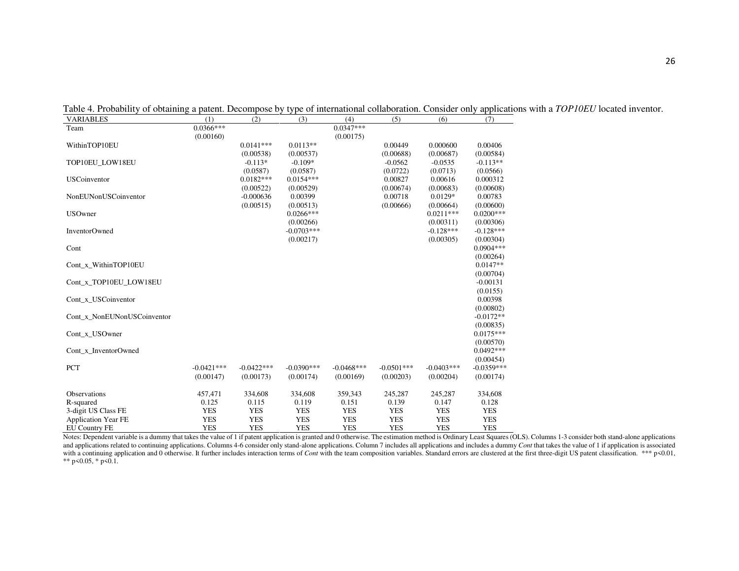Table 4. Probability of obtaining a patent. Decompose by type of international collaboration. Consider only applications with a *TOP10EU* located inventor.

| VARIABLES | (1) | (2) | (3) | (4) | (5) | (6) | (7) |
|---|---|---|---|---|---|---|---|
| Team | 0.0366*** | | | 0.0347*** | | | |
| | (0.00160) | | | (0.00175) | | | |
| WithinTOP10EU | | 0.0141*** | 0.0113** | | 0.00449 | 0.000600 | 0.00406 |
| | | (0.00538) | (0.00537) | | (0.00688) | (0.00687) | (0.00584) |
| TOP10EU_LOW18EU | | -0.113* | -0.109* | | -0.0562 | -0.0535 | -0.113** |
| | | (0.0587) | (0.0587) | | (0.0722) | (0.0713) | (0.0566) |
| USCoinventor | | 0.0182*** | 0.0154*** | | 0.00827 | 0.00616 | 0.000312 |
| | | (0.00522) | (0.00529) | | (0.00674) | (0.00683) | (0.00608) |
| NonEUNonUSCoinventor | | -0.000636 | 0.00399 | | 0.00718 | 0.0129* | 0.00783 |
| | | (0.00515) | (0.00513) | | (0.00666) | (0.00664) | (0.00600) |
| USOwner | | | 0.0266*** | | | 0.0211*** | 0.0200*** |
| | | | (0.00266) | | | (0.00311) | (0.00306) |
| InventorOwned | | | -0.0703*** | | | -0.128*** | -0.128*** |
| | | | (0.00217) | | | (0.00305) | (0.00304) |
| Cont | | | | | | | 0.0904*** |
| | | | | | | | (0.00264) |
| Cont_x_WithinTOP10EU | | | | | | | 0.0147** |
| | | | | | | | (0.00704) |
| Cont_x_TOP10EU_LOW18EU | | | | | | | -0.00131 |
| | | | | | | | (0.0155) |
| Cont_x_USCoinventor | | | | | | | 0.00398 |
| | | | | | | | (0.00802) |
| Cont_x_NonEUNonUSCoinventor | | | | | | | -0.0172** |
| | | | | | | | (0.00835) |
| Cont_x_USOwner | | | | | | | 0.0175*** |
| | | | | | | | (0.00570) |
| Cont_x_InventorOwned | | | | | | | 0.0492*** |
| | | | | | | | (0.00454) |
| PCT | -0.0421*** | -0.0422*** | -0.0390*** | -0.0468*** | -0.0501*** | -0.0403*** | -0.0359*** |
| | (0.00147) | (0.00173) | (0.00174) | (0.00169) | (0.00203) | (0.00204) | (0.00174) |
| Observations | 457,471 | 334,608 | 334,608 | 359,343 | 245,287 | 245,287 | 334,608 |
| R-squared | 0.125 | 0.115 | 0.119 | 0.151 | 0.139 | 0.147 | 0.128 |
| 3-digit US Class FE | YES | YES | YES | YES | YES | YES | YES |
| Application Year FE | YES | YES | YES | YES | YES | YES | YES |
| EU Country FE | YES | YES | YES | YES | YES | YES | YES |

Notes: Dependent variable is a dummy that takes the value of 1 if patent application is granted and 0 otherwise. The estimation method is Ordinary Least Squares (OLS). Columns 1-3 consider both stand-alone applications and applications related to continuing applications. Columns 4-6 consider only stand-alone applications. Column 7 includes all applications and includes a dummy *Cont* that takes the value of 1 if application is associated with a continuing application and 0 otherwise. It further includes interaction terms of *Cont* with the team composition variables. Standard errors are clustered at the first three-digit US patent classification. *** p<0.01, ** p<0.05, * p<0.1.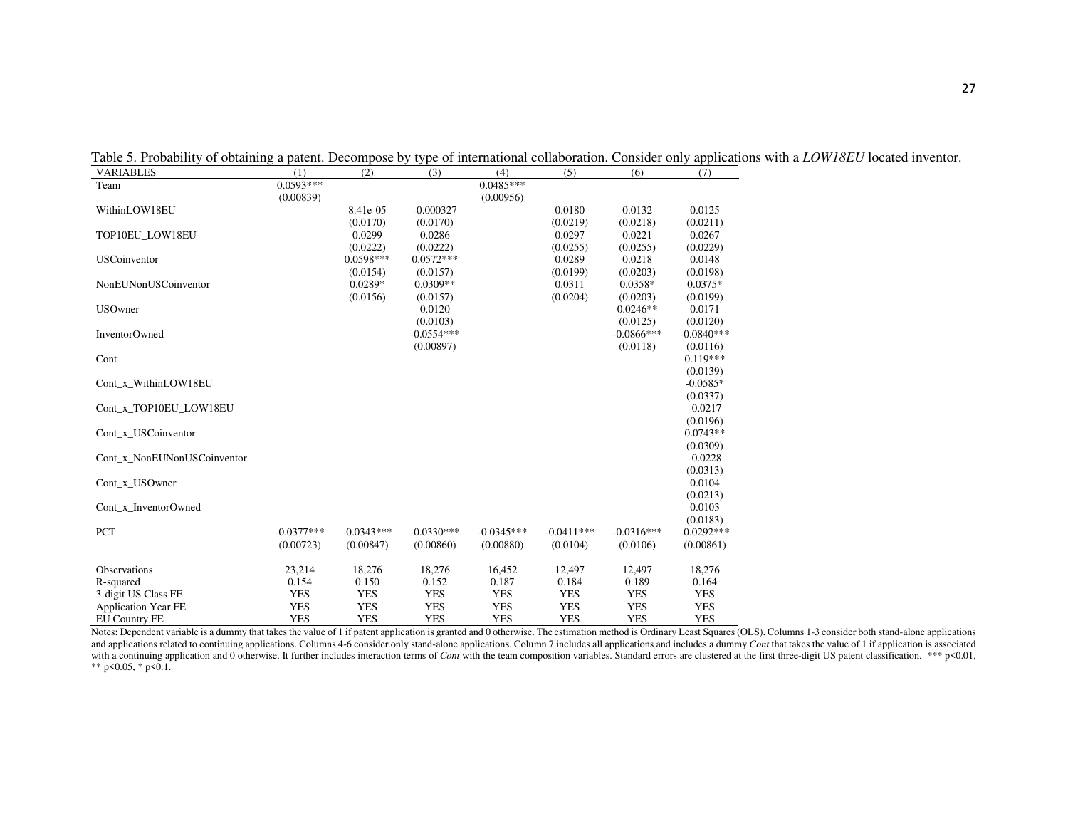Table 5. Probability of obtaining a patent. Decompose by type of international collaboration. Consider only applications with a *LOW18EU* located inventor.

| VARIABLES | (1) | (2) | (3) | (4) | (5) | (6) | (7) |
|---|---|---|---|---|---|---|---|
| Team | 0.0593*** | | | 0.0485*** | | | |
| | (0.00839) | | | (0.00956) | | | |
| WithinLOW18EU | | 8.41e-05 | -0.000327 | | 0.0180 | 0.0132 | 0.0125 |
| | | (0.0170) | (0.0170) | | (0.0219) | (0.0218) | (0.0211) |
| TOP10EU_LOW18EU | | 0.0299 | 0.0286 | | 0.0297 | 0.0221 | 0.0267 |
| | | (0.0222) | (0.0222) | | (0.0255) | (0.0255) | (0.0229) |
| USCoinventor | | 0.0598*** | 0.0572*** | | 0.0289 | 0.0218 | 0.0148 |
| | | (0.0154) | (0.0157) | | (0.0199) | (0.0203) | (0.0198) |
| NonEUNonUSCoinventor | | 0.0289* | 0.0309** | | 0.0311 | 0.0358* | 0.0375* |
| | | (0.0156) | (0.0157) | | (0.0204) | (0.0203) | (0.0199) |
| USOwner | | | 0.0120 | | | 0.0246** | 0.0171 |
| | | | (0.0103) | | | (0.0125) | (0.0120) |
| InventorOwned | | | -0.0554*** | | | -0.0866*** | -0.0840*** |
| | | | (0.00897) | | | (0.0118) | (0.0116) |
| Cont | | | | | | | 0.119*** |
| | | | | | | | (0.0139) |
| Cont_x_WithinLOW18EU | | | | | | | -0.0585* |
| | | | | | | | (0.0337) |
| Cont_x_TOP10EU_LOW18EU | | | | | | | -0.0217 |
| | | | | | | | (0.0196) |
| Cont_x_USCoinventor | | | | | | | 0.0743** |
| | | | | | | | (0.0309) |
| Cont_x_NonEUNonUSCoinventor | | | | | | | -0.0228 |
| | | | | | | | (0.0313) |
| Cont_x_USOwner | | | | | | | 0.0104 |
| | | | | | | | (0.0213) |
| Cont_x_InventorOwned | | | | | | | 0.0103 |
| | | | | | | | (0.0183) |
| PCT | -0.0377*** | -0.0343*** | -0.0330*** | -0.0345*** | -0.0411*** | -0.0316*** | -0.0292*** |
| | (0.00723) | (0.00847) | (0.00860) | (0.00880) | (0.0104) | (0.0106) | (0.00861) |
| Observations | 23,214 | 18,276 | 18,276 | 16,452 | 12,497 | 12,497 | 18,276 |
| R-squared | 0.154 | 0.150 | 0.152 | 0.187 | 0.184 | 0.189 | 0.164 |
| 3-digit US Class FE | YES | YES | YES | YES | YES | YES | YES |
| Application Year FE | YES | YES | YES | YES | YES | YES | YES |
| EU Country FE | YES | YES | YES | YES | YES | YES | YES |

Notes: Dependent variable is a dummy that takes the value of 1 if patent application is granted and 0 otherwise. The estimation method is Ordinary Least Squares (OLS). Columns 1-3 consider both stand-alone applications and applications related to continuing applications. Columns 4-6 consider only stand-alone applications. Column 7 includes all applications and includes a dummy *Cont* that takes the value of 1 if application is associated with a continuing application and 0 otherwise. It further includes interaction terms of *Cont* with the team composition variables. Standard errors are clustered at the first three-digit US patent classification. *** p<0.01, ** p<0.05, * p<0.1.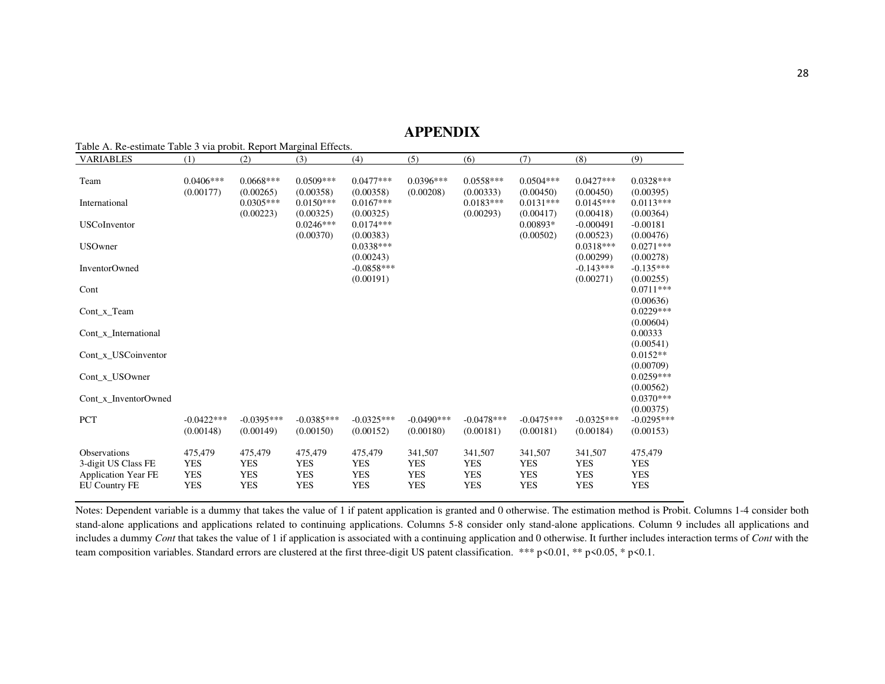# APPENDIX

Table A. Re-estimate Table 3 via probit. Report Marginal Effects.

| VARIABLES | (1) | (2) | (3) | (4) | (5) | (6) | (7) | (8) | (9) |
|---|---|---|---|---|---|---|---|---|---|
| Team | 0.0406*** | 0.0668*** | 0.0509*** | 0.0477*** | 0.0396*** | 0.0558*** | 0.0504*** | 0.0427*** | 0.0328*** |
| | (0.00177) | (0.00265) | (0.00358) | (0.00358) | (0.00208) | (0.00333) | (0.00450) | (0.00450) | (0.00395) |
| International | | 0.0305*** | 0.0150*** | 0.0167*** | | 0.0183*** | 0.0131*** | 0.0145*** | 0.0113*** |
| | | (0.00223) | (0.00325) | (0.00325) | | (0.00293) | (0.00417) | (0.00418) | (0.00364) |
| USCoInventor | | | 0.0246*** | 0.0174*** | | | 0.00893* | -0.000491 | -0.00181 |
| | | | (0.00370) | (0.00383) | | | (0.00502) | (0.00523) | (0.00476) |
| USOwner | | | | 0.0338*** | | | | 0.0318*** | 0.0271*** |
| | | | | (0.00243) | | | | (0.00299) | (0.00278) |
| InventorOwned | | | | -0.0858*** | | | | -0.143*** | -0.135*** |
| | | | | (0.00191) | | | | (0.00271) | (0.00255) |
| Cont | | | | | | | | | 0.0711*** |
| | | | | | | | | | (0.00636) |
| Cont_x_Team | | | | | | | | | 0.0229*** |
| | | | | | | | | | (0.00604) |
| Cont_x_International | | | | | | | | | 0.00333 |
| | | | | | | | | | (0.00541) |
| Cont_x_USCoinventor | | | | | | | | | 0.0152** |
| | | | | | | | | | (0.00709) |
| Cont_x_USOwner | | | | | | | | | 0.0259*** |
| | | | | | | | | | (0.00562) |
| Cont_x_InventorOwned | | | | | | | | | 0.0370*** |
| | | | | | | | | | (0.00375) |
| PCT | -0.0422*** | -0.0395*** | -0.0385*** | -0.0325*** | -0.0490*** | -0.0478*** | -0.0475*** | -0.0325*** | -0.0295*** |
| | (0.00148) | (0.00149) | (0.00150) | (0.00152) | (0.00180) | (0.00181) | (0.00181) | (0.00184) | (0.00153) |
| Observations | 475,479 | 475,479 | 475,479 | 475,479 | 341,507 | 341,507 | 341,507 | 341,507 | 475,479 |
| 3-digit US Class FE | YES | YES | YES | YES | YES | YES | YES | YES | YES |
| Application Year FE | YES | YES | YES | YES | YES | YES | YES | YES | YES |
| EU Country FE | YES | YES | YES | YES | YES | YES | YES | YES | YES |

Notes: Dependent variable is a dummy that takes the value of 1 if patent application is granted and 0 otherwise. The estimation method is Probit. Columns 1-4 consider both stand-alone applications and applications related to continuing applications. Columns 5-8 consider only stand-alone applications. Column 9 includes all applications and includes a dummy *Cont* that takes the value of 1 if application is associated with a continuing application and 0 otherwise. It further includes interaction terms of *Cont* with the team composition variables. Standard errors are clustered at the first three-digit US patent classification. *** p<0.01, ** p<0.05, * p<0.1.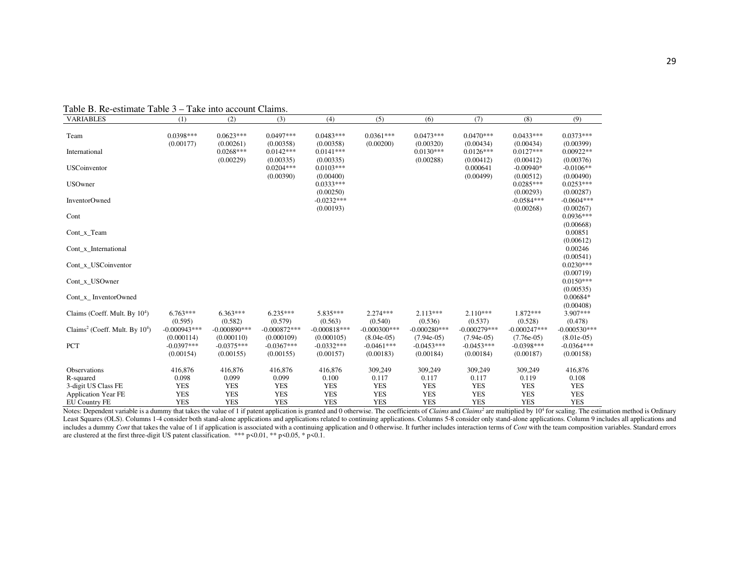Table B. Re-estimate Table 3 – Take into account Claims.

| VARIABLES | (1) | (2) | (3) | (4) | (5) | (6) | (7) | (8) | (9) |
|---|---|---|---|---|---|---|---|---|---|
| Team | 0.0398*** | 0.0623*** | 0.0497*** | 0.0483*** | 0.0361*** | 0.0473*** | 0.0470*** | 0.0433*** | 0.0373*** |
| | (0.00177) | (0.00261) | (0.00358) | (0.00358) | (0.00200) | (0.00320) | (0.00434) | (0.00434) | (0.00399) |
| International | | 0.0268*** | 0.0142*** | 0.0141*** | | 0.0130*** | 0.0126*** | 0.0127*** | 0.00922** |
| | | (0.00229) | (0.00335) | (0.00335) | | (0.00288) | (0.00412) | (0.00412) | (0.00376) |
| USCoinventor | | | 0.0204*** | 0.0103*** | | | 0.000641 | -0.00940* | -0.0106** |
| | | | (0.00390) | (0.00400) | | | (0.00499) | (0.00512) | (0.00490) |
| USOwner | | | | 0.0333*** | | | | 0.0285*** | 0.0253*** |
| | | | | (0.00250) | | | | (0.00293) | (0.00287) |
| InventorOwned | | | | -0.0232*** | | | | -0.0584*** | -0.0604*** |
| | | | | (0.00193) | | | | (0.00268) | (0.00267) |
| Cont | | | | | | | | | 0.0936*** |
| | | | | | | | | | (0.00668) |
| Cont_x_Team | | | | | | | | | 0.00851 |
| | | | | | | | | | (0.00612) |
| Cont_x_International | | | | | | | | | 0.00246 |
| | | | | | | | | | (0.00541) |
| Cont_x_USCoinventor | | | | | | | | | 0.0230*** |
| | | | | | | | | | (0.00719) |
| Cont_x_USOwner | | | | | | | | | 0.0150*** |
| | | | | | | | | | (0.00535) |
| Cont_x_ InventorOwned | | | | | | | | | 0.00684* |
| | | | | | | | | | (0.00408) |
| Claims (Coeff. Mult. By $10^4$) | 6.763*** | 6.363*** | 6.235*** | 5.835*** | 2.274*** | 2.113*** | 2.110*** | 1.872*** | 3.907*** |
| | (0.595) | (0.582) | (0.579) | (0.563) | (0.540) | (0.536) | (0.537) | (0.528) | (0.478) |
| Claims$^2$ (Coeff. Mult. By $10^4$) | -0.000943*** | -0.000890*** | -0.000872*** | -0.000818*** | -0.000300*** | -0.000280*** | -0.000279*** | -0.000247*** | -0.000530*** |
| | (0.000114) | (0.000110) | (0.000109) | (0.000105) | (8.04e-05) | (7.94e-05) | (7.94e-05) | (7.76e-05) | (8.01e-05) |
| PCT | -0.0397*** | -0.0375*** | -0.0367*** | -0.0332*** | -0.0461*** | -0.0453*** | -0.0453*** | -0.0398*** | -0.0364*** |
| | (0.00154) | (0.00155) | (0.00155) | (0.00157) | (0.00183) | (0.00184) | (0.00184) | (0.00187) | (0.00158) |
| Observations | 416,876 | 416,876 | 416,876 | 416,876 | 309,249 | 309,249 | 309,249 | 309,249 | 416,876 |
| R-squared | 0.098 | 0.099 | 0.099 | 0.100 | 0.117 | 0.117 | 0.117 | 0.119 | 0.108 |
| 3-digit US Class FE | YES | YES | YES | YES | YES | YES | YES | YES | YES |
| Application Year FE | YES | YES | YES | YES | YES | YES | YES | YES | YES |
| EU Country FE | YES | YES | YES | YES | YES | YES | YES | YES | YES |

Notes: Dependent variable is a dummy that takes the value of 1 if patent application is granted and 0 otherwise. The coefficients of *Claims* and *Claims*$^2$ are multiplied by $10^4$ for scaling. The estimation method is Ordinary Least Squares (OLS). Columns 1-4 consider both stand-alone applications and applications related to continuing applications. Columns 5-8 consider only stand-alone applications. Column 9 includes all applications and includes a dummy *Cont* that takes the value of 1 if application is associated with a continuing application and 0 otherwise. It further includes interaction terms of *Cont* with the team composition variables. Standard errors are clustered at the first three-digit US patent classification. *** p<0.01, ** p<0.05, * p<0.1.